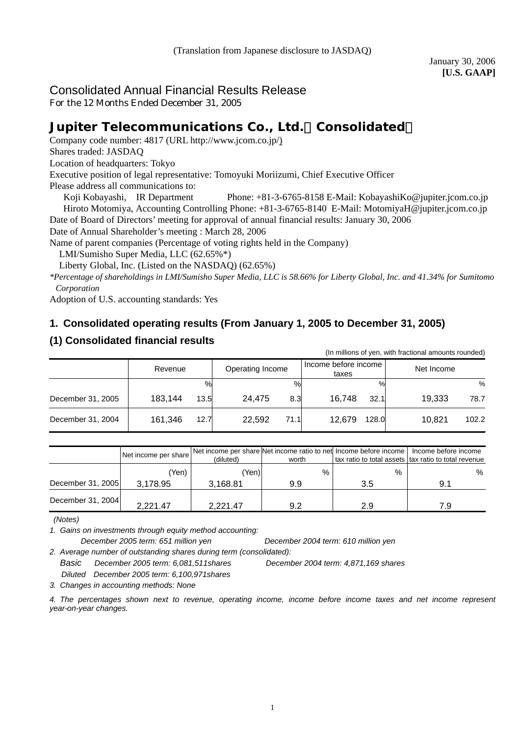(Translation from Japanese disclosure to JASDAQ)

January 30, 2006
**[U.S. GAAP]**

# Consolidated Annual Financial Results Release
For the 12 Months Ended December 31, 2005

## Jupiter Telecommunications Co., Ltd.（Consolidated）

Company code number: 4817 (URL http://www.jcom.co.jp/)
Shares traded: JASDAQ
Location of headquarters: Tokyo
Executive position of legal representative: Tomoyuki Moriizumi, Chief Executive Officer
Please address all communications to:
Koji Kobayashi, IR Department Phone: +81-3-6765-8158 E-Mail: KobayashiKo@jupiter.jcom.co.jp
Hiroto Motomiya, Accounting Controlling Phone: +81-3-6765-8140 E-Mail: MotomiyaH@jupiter.jcom.co.jp
Date of Board of Directors' meeting for approval of annual financial results: January 30, 2006
Date of Annual Shareholder's meeting : March 28, 2006
Name of parent companies (Percentage of voting rights held in the Company)
LMI/Sumisho Super Media, LLC (62.65%*)
Liberty Global, Inc. (Listed on the NASDAQ) (62.65%)

*\*Percentage of shareholdings in LMI/Sumisho Super Media, LLC is 58.66% for Liberty Global, Inc. and 41.34% for Sumitomo Corporation*

Adoption of U.S. accounting standards: Yes

### 1. Consolidated operating results (From January 1, 2005 to December 31, 2005)

### (1) Consolidated financial results

(In millions of yen, with fractional amounts rounded)

| | Revenue | | Operating Income | | Income before income taxes | | Net Income | |
|---|---|---|---|---|---|---|---|---|
| | | % | | % | | % | | % |
| December 31, 2005 | 183,144 | 13.5 | 24,475 | 8.3 | 16,748 | 32.1 | 19,333 | 78.7 |
| December 31, 2004 | 161,346 | 12.7 | 22,592 | 71.1 | 12,679 | 128.0 | 10,821 | 102.2 |

| | Net income per share | Net income per share (diluted) | Net income ratio to net worth | Income before income tax ratio to total assets | Income before income tax ratio to total revenue |
|---|---|---|---|---|---|
| | (Yen) | (Yen) | % | % | % |
| December 31, 2005 | 3,178.95 | 3,168.81 | 9.9 | 3.5 | 9.1 |
| December 31, 2004 | 2,221.47 | 2,221.47 | 9.2 | 2.9 | 7.9 |

*(Notes)*

*1. Gains on investments through equity method accounting:*
*December 2005 term: 651 million yen December 2004 term: 610 million yen*

*2. Average number of outstanding shares during term (consolidated):*
*Basic December 2005 term: 6,081,511shares December 2004 term: 4,871,169 shares*
*Diluted December 2005 term: 6,100,971shares*

*3. Changes in accounting methods: None*

*4. The percentages shown next to revenue, operating income, income before income taxes and net income represent year-on-year changes.*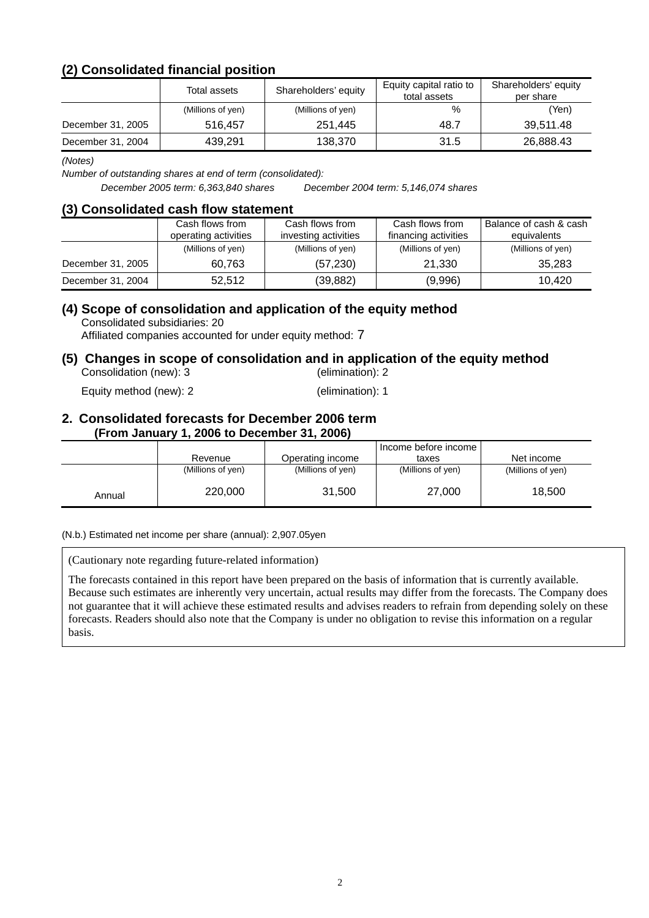## (2) Consolidated financial position

| | Total assets | Shareholders' equity | Equity capital ratio to total assets | Shareholders' equity per share |
|---|---|---|---|---|
| | (Millions of yen) | (Millions of yen) | % | (Yen) |
| December 31, 2005 | 516,457 | 251,445 | 48.7 | 39,511.48 |
| December 31, 2004 | 439,291 | 138,370 | 31.5 | 26,888.43 |

*(Notes)*

*Number of outstanding shares at end of term (consolidated):*

*December 2005 term: 6,363,840 shares December 2004 term: 5,146,074 shares*

## (3) Consolidated cash flow statement

| | Cash flows from operating activities | Cash flows from investing activities | Cash flows from financing activities | Balance of cash & cash equivalents |
|---|---|---|---|---|
| | (Millions of yen) | (Millions of yen) | (Millions of yen) | (Millions of yen) |
| December 31, 2005 | 60,763 | (57,230) | 21,330 | 35,283 |
| December 31, 2004 | 52,512 | (39,882) | (9,996) | 10,420 |

## (4) Scope of consolidation and application of the equity method

Consolidated subsidiaries: 20

Affiliated companies accounted for under equity method: 7

## (5) Changes in scope of consolidation and in application of the equity method

Consolidation (new): 3 (elimination): 2

Equity method (new): 2 (elimination): 1

## 2. Consolidated forecasts for December 2006 term (From January 1, 2006 to December 31, 2006)

| | Revenue | Operating income | Income before income taxes | Net income |
|---|---|---|---|---|
| | (Millions of yen) | (Millions of yen) | (Millions of yen) | (Millions of yen) |
| Annual | 220,000 | 31,500 | 27,000 | 18,500 |

(N.b.) Estimated net income per share (annual): 2,907.05yen

(Cautionary note regarding future-related information)

The forecasts contained in this report have been prepared on the basis of information that is currently available. Because such estimates are inherently very uncertain, actual results may differ from the forecasts. The Company does not guarantee that it will achieve these estimated results and advises readers to refrain from depending solely on these forecasts. Readers should also note that the Company is under no obligation to revise this information on a regular basis.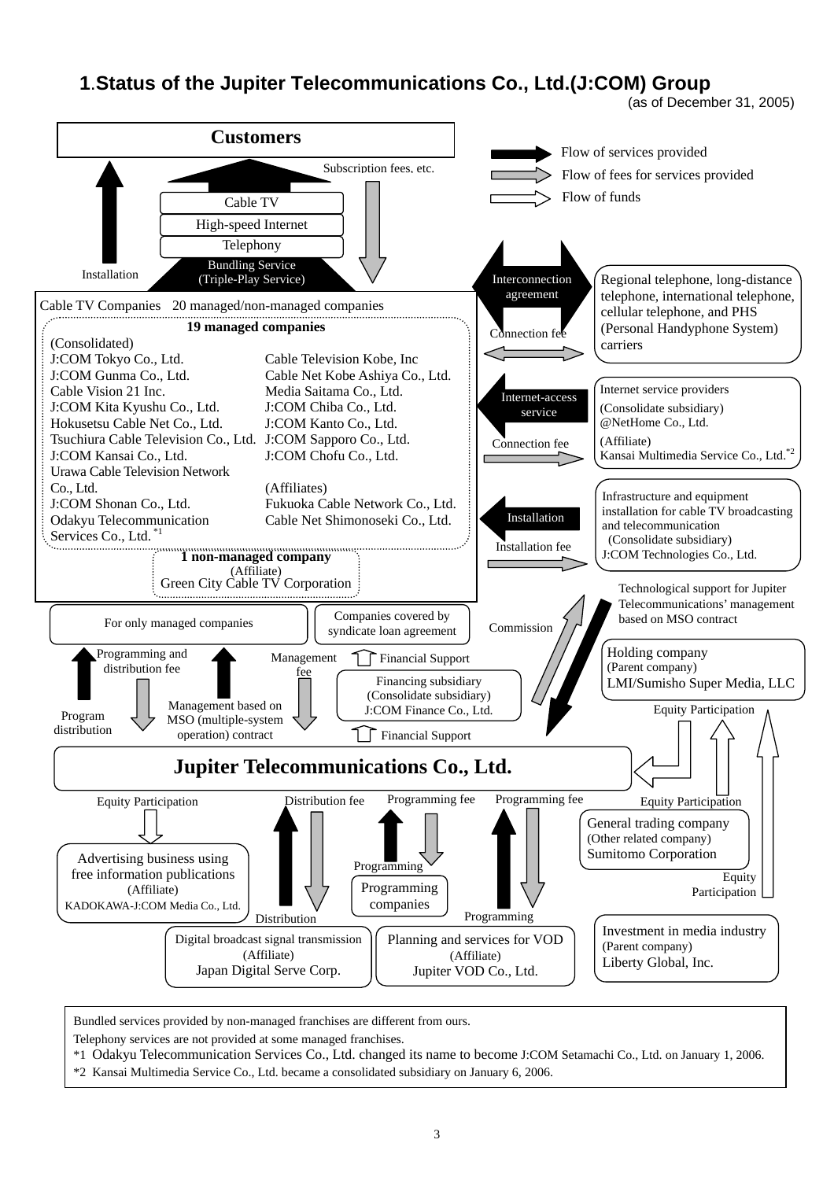## 1.Status of the Jupiter Telecommunications Co., Ltd.(J:COM) Group

(as of December 31, 2005)

**Customers**

- Flow of services provided
- Flow of fees for services provided
- Flow of funds

Subscription fees, etc.

Cable TV

High-speed Internet

Telephony

Bundling Service (Triple-Play Service)

Installation

Cable TV Companies 20 managed/non-managed companies

**19 managed companies**

(Consolidated)

J:COM Tokyo Co., Ltd.
J:COM Gunma Co., Ltd.
Cable Vision 21 Inc.
J:COM Kita Kyushu Co., Ltd.
Hokusetsu Cable Net Co., Ltd.
Tsuchiura Cable Television Co., Ltd.
J:COM Kansai Co., Ltd.
Urawa Cable Television Network Co., Ltd.
Cable Television Kobe, Inc
Cable Net Kobe Ashiya Co., Ltd.
Media Saitama Co., Ltd.
J:COM Chiba Co., Ltd.
J:COM Kanto Co., Ltd.
J:COM Sapporo Co., Ltd.
J:COM Chofu Co., Ltd.

(Affiliates)

J:COM Shonan Co., Ltd.
Odakyu Telecommunication Services Co., Ltd. *1
Fukuoka Cable Network Co., Ltd.
Cable Net Shimonoseki Co., Ltd.

**1 non-managed company**

(Affiliate)
Green City Cable TV Corporation

Interconnection agreement — Connection fee

Regional telephone, long-distance telephone, international telephone, cellular telephone, and PHS (Personal Handyphone System) carriers

Internet-access service — Connection fee

Internet service providers
(Consolidate subsidiary)
@NetHome Co., Ltd.
(Affiliate)
Kansai Multimedia Service Co., Ltd.*2

Installation — Installation fee

Infrastructure and equipment installation for cable TV broadcasting and telecommunication
(Consolidate subsidiary)
J:COM Technologies Co., Ltd.

Technological support for Jupiter Telecommunications' management based on MSO contract

Commission

For only managed companies

Companies covered by syndicate loan agreement

Programming and distribution fee

Program distribution

Management fee

Management based on MSO (multiple-system operation) contract

Financial Support

Financing subsidiary
(Consolidate subsidiary)
J:COM Finance Co., Ltd.

Financial Support

Holding company
(Parent company)
LMI/Sumisho Super Media, LLC

Equity Participation

**Jupiter Telecommunications Co., Ltd.**

Equity Participation

Advertising business using free information publications
(Affiliate)
KADOKAWA-J:COM Media Co., Ltd.

Distribution fee — Distribution

Digital broadcast signal transmission
(Affiliate)
Japan Digital Serve Corp.

Programming fee — Programming

Programming companies

Programming fee — Programming

Planning and services for VOD
(Affiliate)
Jupiter VOD Co., Ltd.

Equity Participation

General trading company
(Other related company)
Sumitomo Corporation

Equity Participation

Investment in media industry
(Parent company)
Liberty Global, Inc.

Bundled services provided by non-managed franchises are different from ours.

Telephony services are not provided at some managed franchises.

*1 Odakyu Telecommunication Services Co., Ltd. changed its name to become J:COM Setamachi Co., Ltd. on January 1, 2006.

*2 Kansai Multimedia Service Co., Ltd. became a consolidated subsidiary on January 6, 2006.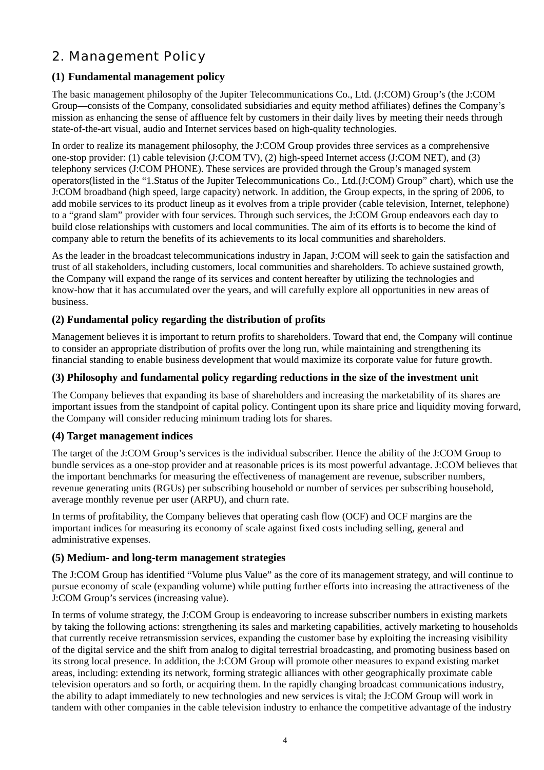## 2. Management Policy

### (1) Fundamental management policy

The basic management philosophy of the Jupiter Telecommunications Co., Ltd. (J:COM) Group's (the J:COM Group—consists of the Company, consolidated subsidiaries and equity method affiliates) defines the Company's mission as enhancing the sense of affluence felt by customers in their daily lives by meeting their needs through state-of-the-art visual, audio and Internet services based on high-quality technologies.

In order to realize its management philosophy, the J:COM Group provides three services as a comprehensive one-stop provider: (1) cable television (J:COM TV), (2) high-speed Internet access (J:COM NET), and (3) telephony services (J:COM PHONE). These services are provided through the Group's managed system operators(listed in the "1.Status of the Jupiter Telecommunications Co., Ltd.(J:COM) Group" chart), which use the J:COM broadband (high speed, large capacity) network. In addition, the Group expects, in the spring of 2006, to add mobile services to its product lineup as it evolves from a triple provider (cable television, Internet, telephone) to a "grand slam" provider with four services. Through such services, the J:COM Group endeavors each day to build close relationships with customers and local communities. The aim of its efforts is to become the kind of company able to return the benefits of its achievements to its local communities and shareholders.

As the leader in the broadcast telecommunications industry in Japan, J:COM will seek to gain the satisfaction and trust of all stakeholders, including customers, local communities and shareholders. To achieve sustained growth, the Company will expand the range of its services and content hereafter by utilizing the technologies and know-how that it has accumulated over the years, and will carefully explore all opportunities in new areas of business.

### (2) Fundamental policy regarding the distribution of profits

Management believes it is important to return profits to shareholders. Toward that end, the Company will continue to consider an appropriate distribution of profits over the long run, while maintaining and strengthening its financial standing to enable business development that would maximize its corporate value for future growth.

### (3) Philosophy and fundamental policy regarding reductions in the size of the investment unit

The Company believes that expanding its base of shareholders and increasing the marketability of its shares are important issues from the standpoint of capital policy. Contingent upon its share price and liquidity moving forward, the Company will consider reducing minimum trading lots for shares.

### (4) Target management indices

The target of the J:COM Group's services is the individual subscriber. Hence the ability of the J:COM Group to bundle services as a one-stop provider and at reasonable prices is its most powerful advantage. J:COM believes that the important benchmarks for measuring the effectiveness of management are revenue, subscriber numbers, revenue generating units (RGUs) per subscribing household or number of services per subscribing household, average monthly revenue per user (ARPU), and churn rate.

In terms of profitability, the Company believes that operating cash flow (OCF) and OCF margins are the important indices for measuring its economy of scale against fixed costs including selling, general and administrative expenses.

### (5) Medium- and long-term management strategies

The J:COM Group has identified "Volume plus Value" as the core of its management strategy, and will continue to pursue economy of scale (expanding volume) while putting further efforts into increasing the attractiveness of the J:COM Group's services (increasing value).

In terms of volume strategy, the J:COM Group is endeavoring to increase subscriber numbers in existing markets by taking the following actions: strengthening its sales and marketing capabilities, actively marketing to households that currently receive retransmission services, expanding the customer base by exploiting the increasing visibility of the digital service and the shift from analog to digital terrestrial broadcasting, and promoting business based on its strong local presence. In addition, the J:COM Group will promote other measures to expand existing market areas, including: extending its network, forming strategic alliances with other geographically proximate cable television operators and so forth, or acquiring them. In the rapidly changing broadcast communications industry, the ability to adapt immediately to new technologies and new services is vital; the J:COM Group will work in tandem with other companies in the cable television industry to enhance the competitive advantage of the industry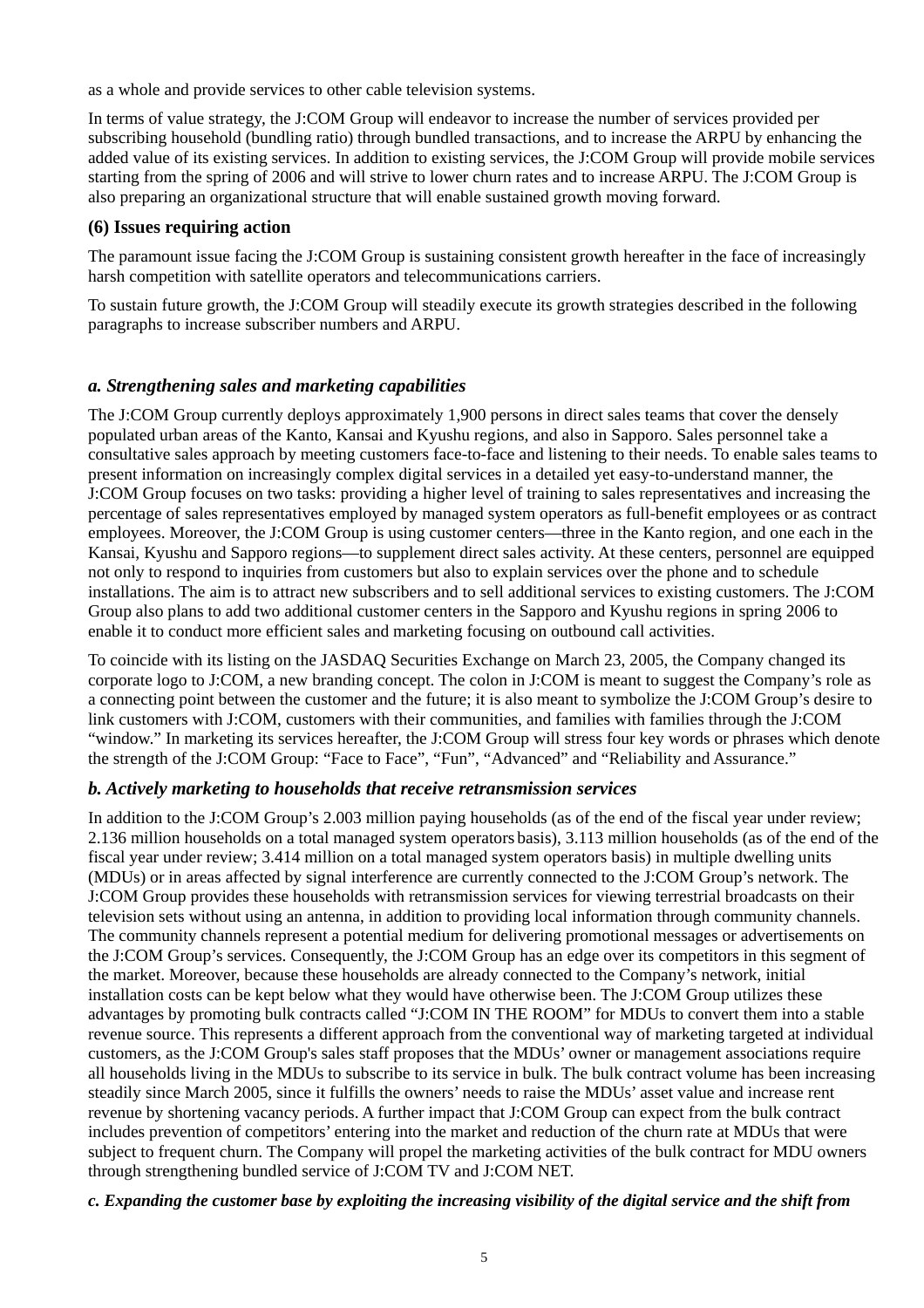as a whole and provide services to other cable television systems.

In terms of value strategy, the J:COM Group will endeavor to increase the number of services provided per subscribing household (bundling ratio) through bundled transactions, and to increase the ARPU by enhancing the added value of its existing services. In addition to existing services, the J:COM Group will provide mobile services starting from the spring of 2006 and will strive to lower churn rates and to increase ARPU. The J:COM Group is also preparing an organizational structure that will enable sustained growth moving forward.

### (6) Issues requiring action

The paramount issue facing the J:COM Group is sustaining consistent growth hereafter in the face of increasingly harsh competition with satellite operators and telecommunications carriers.

To sustain future growth, the J:COM Group will steadily execute its growth strategies described in the following paragraphs to increase subscriber numbers and ARPU.

#### *a. Strengthening sales and marketing capabilities*

The J:COM Group currently deploys approximately 1,900 persons in direct sales teams that cover the densely populated urban areas of the Kanto, Kansai and Kyushu regions, and also in Sapporo. Sales personnel take a consultative sales approach by meeting customers face-to-face and listening to their needs. To enable sales teams to present information on increasingly complex digital services in a detailed yet easy-to-understand manner, the J:COM Group focuses on two tasks: providing a higher level of training to sales representatives and increasing the percentage of sales representatives employed by managed system operators as full-benefit employees or as contract employees. Moreover, the J:COM Group is using customer centers—three in the Kanto region, and one each in the Kansai, Kyushu and Sapporo regions—to supplement direct sales activity. At these centers, personnel are equipped not only to respond to inquiries from customers but also to explain services over the phone and to schedule installations. The aim is to attract new subscribers and to sell additional services to existing customers. The J:COM Group also plans to add two additional customer centers in the Sapporo and Kyushu regions in spring 2006 to enable it to conduct more efficient sales and marketing focusing on outbound call activities.

To coincide with its listing on the JASDAQ Securities Exchange on March 23, 2005, the Company changed its corporate logo to J:COM, a new branding concept. The colon in J:COM is meant to suggest the Company's role as a connecting point between the customer and the future; it is also meant to symbolize the J:COM Group's desire to link customers with J:COM, customers with their communities, and families with families through the J:COM "window." In marketing its services hereafter, the J:COM Group will stress four key words or phrases which denote the strength of the J:COM Group: "Face to Face", "Fun", "Advanced" and "Reliability and Assurance."

#### *b. Actively marketing to households that receive retransmission services*

In addition to the J:COM Group's 2.003 million paying households (as of the end of the fiscal year under review; 2.136 million households on a total managed system operators basis), 3.113 million households (as of the end of the fiscal year under review; 3.414 million on a total managed system operators basis) in multiple dwelling units (MDUs) or in areas affected by signal interference are currently connected to the J:COM Group's network. The J:COM Group provides these households with retransmission services for viewing terrestrial broadcasts on their television sets without using an antenna, in addition to providing local information through community channels. The community channels represent a potential medium for delivering promotional messages or advertisements on the J:COM Group's services. Consequently, the J:COM Group has an edge over its competitors in this segment of the market. Moreover, because these households are already connected to the Company's network, initial installation costs can be kept below what they would have otherwise been. The J:COM Group utilizes these advantages by promoting bulk contracts called "J:COM IN THE ROOM" for MDUs to convert them into a stable revenue source. This represents a different approach from the conventional way of marketing targeted at individual customers, as the J:COM Group's sales staff proposes that the MDUs' owner or management associations require all households living in the MDUs to subscribe to its service in bulk. The bulk contract volume has been increasing steadily since March 2005, since it fulfills the owners' needs to raise the MDUs' asset value and increase rent revenue by shortening vacancy periods. A further impact that J:COM Group can expect from the bulk contract includes prevention of competitors' entering into the market and reduction of the churn rate at MDUs that were subject to frequent churn. The Company will propel the marketing activities of the bulk contract for MDU owners through strengthening bundled service of J:COM TV and J:COM NET.

#### *c. Expanding the customer base by exploiting the increasing visibility of the digital service and the shift from*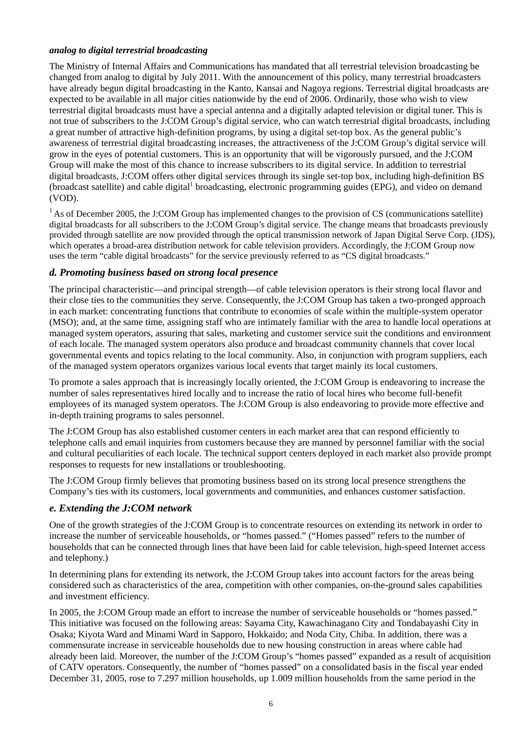***analog to digital terrestrial broadcasting***

The Ministry of Internal Affairs and Communications has mandated that all terrestrial television broadcasting be changed from analog to digital by July 2011. With the announcement of this policy, many terrestrial broadcasters have already begun digital broadcasting in the Kanto, Kansai and Nagoya regions. Terrestrial digital broadcasts are expected to be available in all major cities nationwide by the end of 2006. Ordinarily, those who wish to view terrestrial digital broadcasts must have a special antenna and a digitally adapted television or digital tuner. This is not true of subscribers to the J:COM Group's digital service, who can watch terrestrial digital broadcasts, including a great number of attractive high-definition programs, by using a digital set-top box. As the general public's awareness of terrestrial digital broadcasting increases, the attractiveness of the J:COM Group's digital service will grow in the eyes of potential customers. This is an opportunity that will be vigorously pursued, and the J:COM Group will make the most of this chance to increase subscribers to its digital service. In addition to terrestrial digital broadcasts, J:COM offers other digital services through its single set-top box, including high-definition BS (broadcast satellite) and cable digital[1] broadcasting, electronic programming guides (EPG), and video on demand (VOD).

[1] As of December 2005, the J:COM Group has implemented changes to the provision of CS (communications satellite) digital broadcasts for all subscribers to the J:COM Group's digital service. The change means that broadcasts previously provided through satellite are now provided through the optical transmission network of Japan Digital Serve Corp. (JDS), which operates a broad-area distribution network for cable television providers. Accordingly, the J:COM Group now uses the term "cable digital broadcasts" for the service previously referred to as "CS digital broadcasts."

### *d. Promoting business based on strong local presence*

The principal characteristic—and principal strength—of cable television operators is their strong local flavor and their close ties to the communities they serve. Consequently, the J:COM Group has taken a two-pronged approach in each market: concentrating functions that contribute to economies of scale within the multiple-system operator (MSO); and, at the same time, assigning staff who are intimately familiar with the area to handle local operations at managed system operators, assuring that sales, marketing and customer service suit the conditions and environment of each locale. The managed system operators also produce and broadcast community channels that cover local governmental events and topics relating to the local community. Also, in conjunction with program suppliers, each of the managed system operators organizes various local events that target mainly its local customers.

To promote a sales approach that is increasingly locally oriented, the J:COM Group is endeavoring to increase the number of sales representatives hired locally and to increase the ratio of local hires who become full-benefit employees of its managed system operators. The J:COM Group is also endeavoring to provide more effective and in-depth training programs to sales personnel.

The J:COM Group has also established customer centers in each market area that can respond efficiently to telephone calls and email inquiries from customers because they are manned by personnel familiar with the social and cultural peculiarities of each locale. The technical support centers deployed in each market also provide prompt responses to requests for new installations or troubleshooting.

The J:COM Group firmly believes that promoting business based on its strong local presence strengthens the Company's ties with its customers, local governments and communities, and enhances customer satisfaction.

### *e. Extending the J:COM network*

One of the growth strategies of the J:COM Group is to concentrate resources on extending its network in order to increase the number of serviceable households, or "homes passed." ("Homes passed" refers to the number of households that can be connected through lines that have been laid for cable television, high-speed Internet access and telephony.)

In determining plans for extending its network, the J:COM Group takes into account factors for the areas being considered such as characteristics of the area, competition with other companies, on-the-ground sales capabilities and investment efficiency.

In 2005, the J:COM Group made an effort to increase the number of serviceable households or "homes passed." This initiative was focused on the following areas: Sayama City, Kawachinagano City and Tondabayashi City in Osaka; Kiyota Ward and Minami Ward in Sapporo, Hokkaido; and Noda City, Chiba. In addition, there was a commensurate increase in serviceable households due to new housing construction in areas where cable had already been laid. Moreover, the number of the J:COM Group's "homes passed" expanded as a result of acquisition of CATV operators. Consequently, the number of "homes passed" on a consolidated basis in the fiscal year ended December 31, 2005, rose to 7.297 million households, up 1.009 million households from the same period in the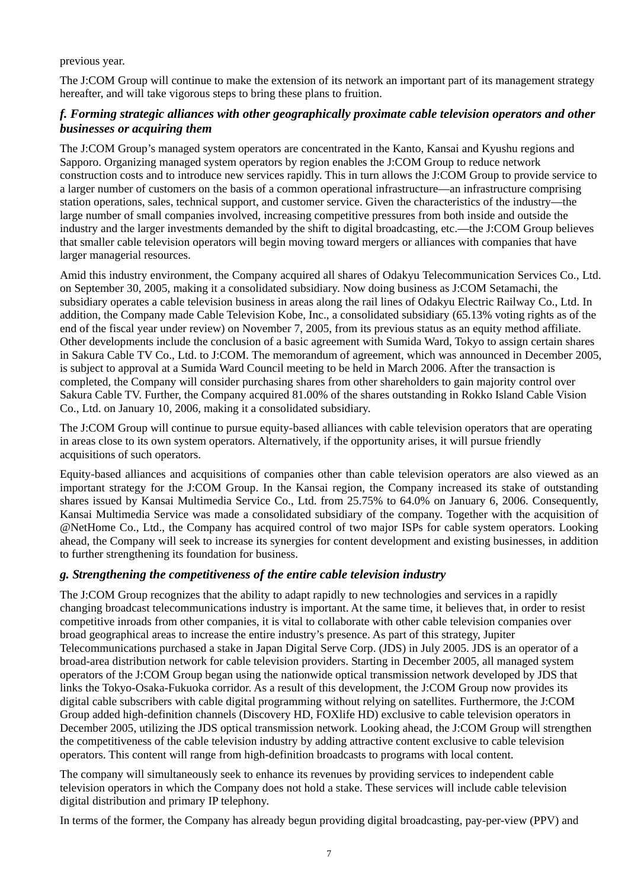previous year.

The J:COM Group will continue to make the extension of its network an important part of its management strategy hereafter, and will take vigorous steps to bring these plans to fruition.

### *f. Forming strategic alliances with other geographically proximate cable television operators and other businesses or acquiring them*

The J:COM Group's managed system operators are concentrated in the Kanto, Kansai and Kyushu regions and Sapporo. Organizing managed system operators by region enables the J:COM Group to reduce network construction costs and to introduce new services rapidly. This in turn allows the J:COM Group to provide service to a larger number of customers on the basis of a common operational infrastructure—an infrastructure comprising station operations, sales, technical support, and customer service. Given the characteristics of the industry—the large number of small companies involved, increasing competitive pressures from both inside and outside the industry and the larger investments demanded by the shift to digital broadcasting, etc.—the J:COM Group believes that smaller cable television operators will begin moving toward mergers or alliances with companies that have larger managerial resources.

Amid this industry environment, the Company acquired all shares of Odakyu Telecommunication Services Co., Ltd. on September 30, 2005, making it a consolidated subsidiary. Now doing business as J:COM Setamachi, the subsidiary operates a cable television business in areas along the rail lines of Odakyu Electric Railway Co., Ltd. In addition, the Company made Cable Television Kobe, Inc., a consolidated subsidiary (65.13% voting rights as of the end of the fiscal year under review) on November 7, 2005, from its previous status as an equity method affiliate. Other developments include the conclusion of a basic agreement with Sumida Ward, Tokyo to assign certain shares in Sakura Cable TV Co., Ltd. to J:COM. The memorandum of agreement, which was announced in December 2005, is subject to approval at a Sumida Ward Council meeting to be held in March 2006. After the transaction is completed, the Company will consider purchasing shares from other shareholders to gain majority control over Sakura Cable TV. Further, the Company acquired 81.00% of the shares outstanding in Rokko Island Cable Vision Co., Ltd. on January 10, 2006, making it a consolidated subsidiary.

The J:COM Group will continue to pursue equity-based alliances with cable television operators that are operating in areas close to its own system operators. Alternatively, if the opportunity arises, it will pursue friendly acquisitions of such operators.

Equity-based alliances and acquisitions of companies other than cable television operators are also viewed as an important strategy for the J:COM Group. In the Kansai region, the Company increased its stake of outstanding shares issued by Kansai Multimedia Service Co., Ltd. from 25.75% to 64.0% on January 6, 2006. Consequently, Kansai Multimedia Service was made a consolidated subsidiary of the company. Together with the acquisition of @NetHome Co., Ltd., the Company has acquired control of two major ISPs for cable system operators. Looking ahead, the Company will seek to increase its synergies for content development and existing businesses, in addition to further strengthening its foundation for business.

### *g. Strengthening the competitiveness of the entire cable television industry*

The J:COM Group recognizes that the ability to adapt rapidly to new technologies and services in a rapidly changing broadcast telecommunications industry is important. At the same time, it believes that, in order to resist competitive inroads from other companies, it is vital to collaborate with other cable television companies over broad geographical areas to increase the entire industry's presence. As part of this strategy, Jupiter Telecommunications purchased a stake in Japan Digital Serve Corp. (JDS) in July 2005. JDS is an operator of a broad-area distribution network for cable television providers. Starting in December 2005, all managed system operators of the J:COM Group began using the nationwide optical transmission network developed by JDS that links the Tokyo-Osaka-Fukuoka corridor. As a result of this development, the J:COM Group now provides its digital cable subscribers with cable digital programming without relying on satellites. Furthermore, the J:COM Group added high-definition channels (Discovery HD, FOXlife HD) exclusive to cable television operators in December 2005, utilizing the JDS optical transmission network. Looking ahead, the J:COM Group will strengthen the competitiveness of the cable television industry by adding attractive content exclusive to cable television operators. This content will range from high-definition broadcasts to programs with local content.

The company will simultaneously seek to enhance its revenues by providing services to independent cable television operators in which the Company does not hold a stake. These services will include cable television digital distribution and primary IP telephony.

In terms of the former, the Company has already begun providing digital broadcasting, pay-per-view (PPV) and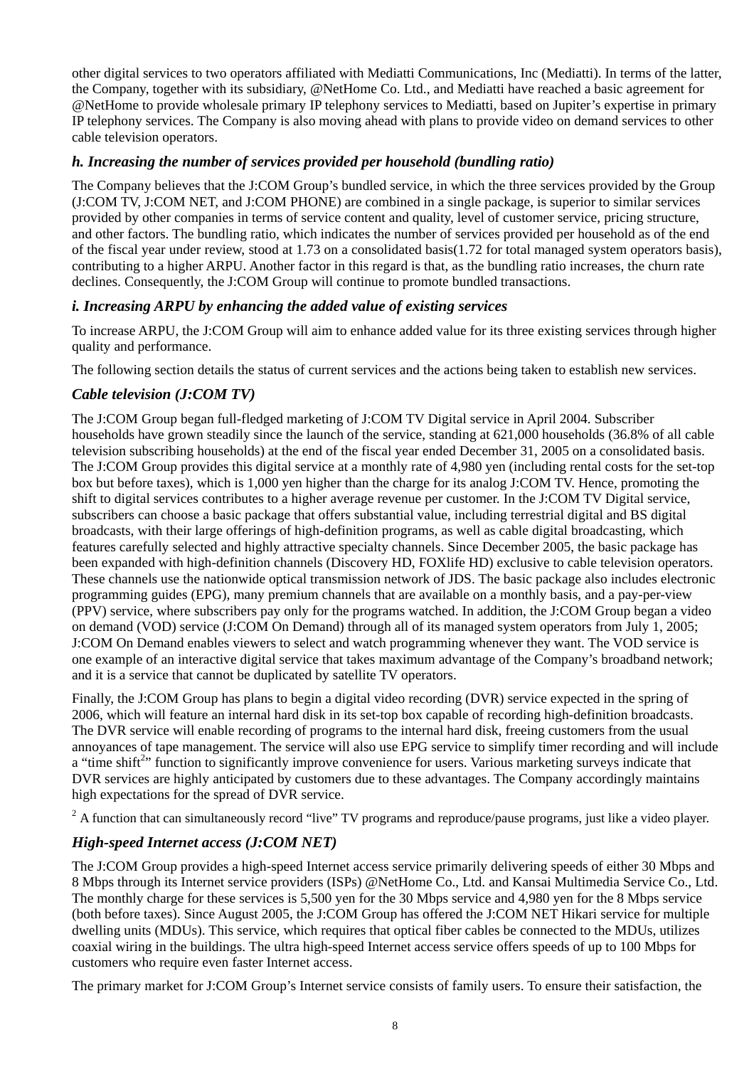other digital services to two operators affiliated with Mediatti Communications, Inc (Mediatti). In terms of the latter, the Company, together with its subsidiary, @NetHome Co. Ltd., and Mediatti have reached a basic agreement for @NetHome to provide wholesale primary IP telephony services to Mediatti, based on Jupiter's expertise in primary IP telephony services. The Company is also moving ahead with plans to provide video on demand services to other cable television operators.

### *h. Increasing the number of services provided per household (bundling ratio)*

The Company believes that the J:COM Group's bundled service, in which the three services provided by the Group (J:COM TV, J:COM NET, and J:COM PHONE) are combined in a single package, is superior to similar services provided by other companies in terms of service content and quality, level of customer service, pricing structure, and other factors. The bundling ratio, which indicates the number of services provided per household as of the end of the fiscal year under review, stood at 1.73 on a consolidated basis(1.72 for total managed system operators basis), contributing to a higher ARPU. Another factor in this regard is that, as the bundling ratio increases, the churn rate declines. Consequently, the J:COM Group will continue to promote bundled transactions.

### *i. Increasing ARPU by enhancing the added value of existing services*

To increase ARPU, the J:COM Group will aim to enhance added value for its three existing services through higher quality and performance.

The following section details the status of current services and the actions being taken to establish new services.

### *Cable television (J:COM TV)*

The J:COM Group began full-fledged marketing of J:COM TV Digital service in April 2004. Subscriber households have grown steadily since the launch of the service, standing at 621,000 households (36.8% of all cable television subscribing households) at the end of the fiscal year ended December 31, 2005 on a consolidated basis. The J:COM Group provides this digital service at a monthly rate of 4,980 yen (including rental costs for the set-top box but before taxes), which is 1,000 yen higher than the charge for its analog J:COM TV. Hence, promoting the shift to digital services contributes to a higher average revenue per customer. In the J:COM TV Digital service, subscribers can choose a basic package that offers substantial value, including terrestrial digital and BS digital broadcasts, with their large offerings of high-definition programs, as well as cable digital broadcasting, which features carefully selected and highly attractive specialty channels. Since December 2005, the basic package has been expanded with high-definition channels (Discovery HD, FOXlife HD) exclusive to cable television operators. These channels use the nationwide optical transmission network of JDS. The basic package also includes electronic programming guides (EPG), many premium channels that are available on a monthly basis, and a pay-per-view (PPV) service, where subscribers pay only for the programs watched. In addition, the J:COM Group began a video on demand (VOD) service (J:COM On Demand) through all of its managed system operators from July 1, 2005; J:COM On Demand enables viewers to select and watch programming whenever they want. The VOD service is one example of an interactive digital service that takes maximum advantage of the Company's broadband network; and it is a service that cannot be duplicated by satellite TV operators.

Finally, the J:COM Group has plans to begin a digital video recording (DVR) service expected in the spring of 2006, which will feature an internal hard disk in its set-top box capable of recording high-definition broadcasts. The DVR service will enable recording of programs to the internal hard disk, freeing customers from the usual annoyances of tape management. The service will also use EPG service to simplify timer recording and will include a "time shift[2]" function to significantly improve convenience for users. Various marketing surveys indicate that DVR services are highly anticipated by customers due to these advantages. The Company accordingly maintains high expectations for the spread of DVR service.

[2] A function that can simultaneously record "live" TV programs and reproduce/pause programs, just like a video player.

### *High-speed Internet access (J:COM NET)*

The J:COM Group provides a high-speed Internet access service primarily delivering speeds of either 30 Mbps and 8 Mbps through its Internet service providers (ISPs) @NetHome Co., Ltd. and Kansai Multimedia Service Co., Ltd. The monthly charge for these services is 5,500 yen for the 30 Mbps service and 4,980 yen for the 8 Mbps service (both before taxes). Since August 2005, the J:COM Group has offered the J:COM NET Hikari service for multiple dwelling units (MDUs). This service, which requires that optical fiber cables be connected to the MDUs, utilizes coaxial wiring in the buildings. The ultra high-speed Internet access service offers speeds of up to 100 Mbps for customers who require even faster Internet access.

The primary market for J:COM Group's Internet service consists of family users. To ensure their satisfaction, the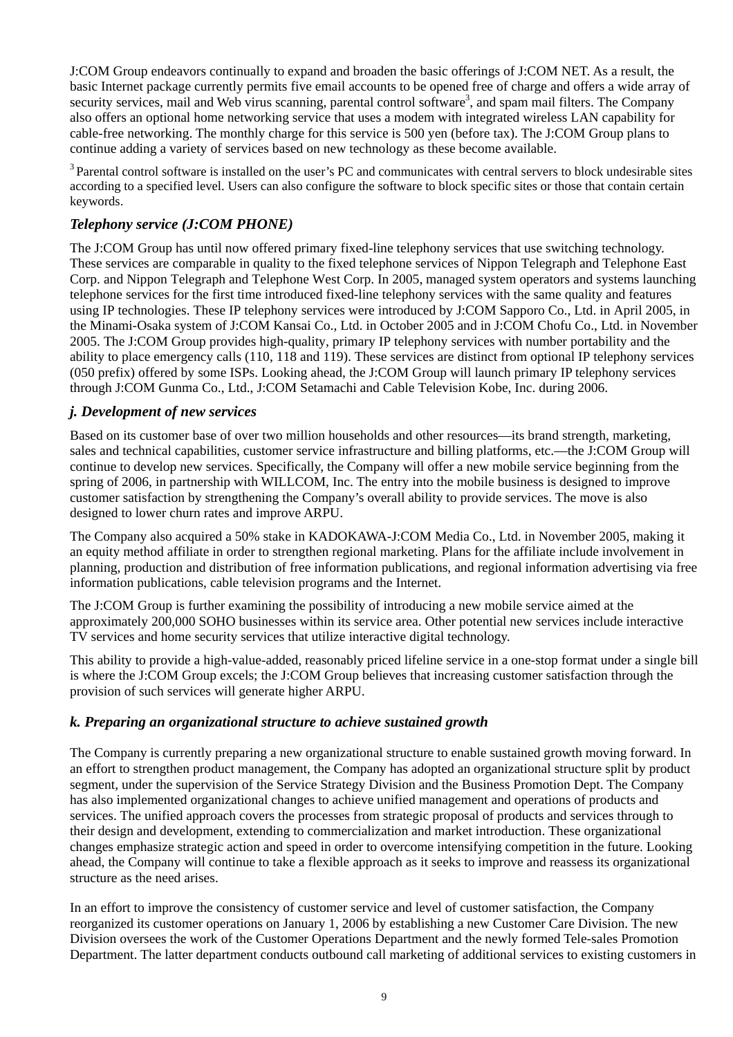J:COM Group endeavors continually to expand and broaden the basic offerings of J:COM NET. As a result, the basic Internet package currently permits five email accounts to be opened free of charge and offers a wide array of security services, mail and Web virus scanning, parental control software[3], and spam mail filters. The Company also offers an optional home networking service that uses a modem with integrated wireless LAN capability for cable-free networking. The monthly charge for this service is 500 yen (before tax). The J:COM Group plans to continue adding a variety of services based on new technology as these become available.

[3] Parental control software is installed on the user's PC and communicates with central servers to block undesirable sites according to a specified level. Users can also configure the software to block specific sites or those that contain certain keywords.

### *Telephony service (J:COM PHONE)*

The J:COM Group has until now offered primary fixed-line telephony services that use switching technology. These services are comparable in quality to the fixed telephone services of Nippon Telegraph and Telephone East Corp. and Nippon Telegraph and Telephone West Corp. In 2005, managed system operators and systems launching telephone services for the first time introduced fixed-line telephony services with the same quality and features using IP technologies. These IP telephony services were introduced by J:COM Sapporo Co., Ltd. in April 2005, in the Minami-Osaka system of J:COM Kansai Co., Ltd. in October 2005 and in J:COM Chofu Co., Ltd. in November 2005. The J:COM Group provides high-quality, primary IP telephony services with number portability and the ability to place emergency calls (110, 118 and 119). These services are distinct from optional IP telephony services (050 prefix) offered by some ISPs. Looking ahead, the J:COM Group will launch primary IP telephony services through J:COM Gunma Co., Ltd., J:COM Setamachi and Cable Television Kobe, Inc. during 2006.

### *j. Development of new services*

Based on its customer base of over two million households and other resources—its brand strength, marketing, sales and technical capabilities, customer service infrastructure and billing platforms, etc.—the J:COM Group will continue to develop new services. Specifically, the Company will offer a new mobile service beginning from the spring of 2006, in partnership with WILLCOM, Inc. The entry into the mobile business is designed to improve customer satisfaction by strengthening the Company's overall ability to provide services. The move is also designed to lower churn rates and improve ARPU.

The Company also acquired a 50% stake in KADOKAWA-J:COM Media Co., Ltd. in November 2005, making it an equity method affiliate in order to strengthen regional marketing. Plans for the affiliate include involvement in planning, production and distribution of free information publications, and regional information advertising via free information publications, cable television programs and the Internet.

The J:COM Group is further examining the possibility of introducing a new mobile service aimed at the approximately 200,000 SOHO businesses within its service area. Other potential new services include interactive TV services and home security services that utilize interactive digital technology.

This ability to provide a high-value-added, reasonably priced lifeline service in a one-stop format under a single bill is where the J:COM Group excels; the J:COM Group believes that increasing customer satisfaction through the provision of such services will generate higher ARPU.

### *k. Preparing an organizational structure to achieve sustained growth*

The Company is currently preparing a new organizational structure to enable sustained growth moving forward. In an effort to strengthen product management, the Company has adopted an organizational structure split by product segment, under the supervision of the Service Strategy Division and the Business Promotion Dept. The Company has also implemented organizational changes to achieve unified management and operations of products and services. The unified approach covers the processes from strategic proposal of products and services through to their design and development, extending to commercialization and market introduction. These organizational changes emphasize strategic action and speed in order to overcome intensifying competition in the future. Looking ahead, the Company will continue to take a flexible approach as it seeks to improve and reassess its organizational structure as the need arises.

In an effort to improve the consistency of customer service and level of customer satisfaction, the Company reorganized its customer operations on January 1, 2006 by establishing a new Customer Care Division. The new Division oversees the work of the Customer Operations Department and the newly formed Tele-sales Promotion Department. The latter department conducts outbound call marketing of additional services to existing customers in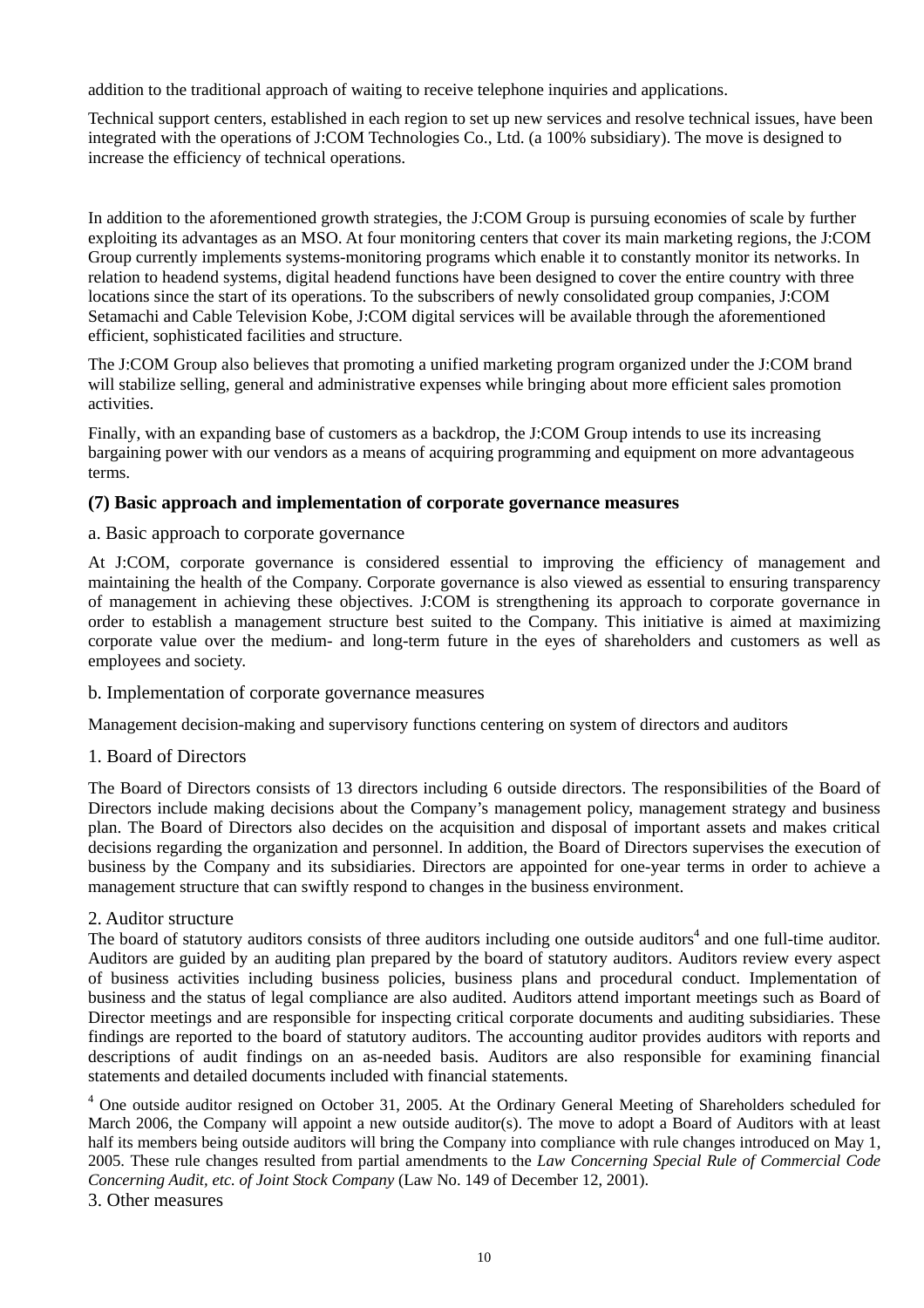addition to the traditional approach of waiting to receive telephone inquiries and applications.

Technical support centers, established in each region to set up new services and resolve technical issues, have been integrated with the operations of J:COM Technologies Co., Ltd. (a 100% subsidiary). The move is designed to increase the efficiency of technical operations.

In addition to the aforementioned growth strategies, the J:COM Group is pursuing economies of scale by further exploiting its advantages as an MSO. At four monitoring centers that cover its main marketing regions, the J:COM Group currently implements systems-monitoring programs which enable it to constantly monitor its networks. In relation to headend systems, digital headend functions have been designed to cover the entire country with three locations since the start of its operations. To the subscribers of newly consolidated group companies, J:COM Setamachi and Cable Television Kobe, J:COM digital services will be available through the aforementioned efficient, sophisticated facilities and structure.

The J:COM Group also believes that promoting a unified marketing program organized under the J:COM brand will stabilize selling, general and administrative expenses while bringing about more efficient sales promotion activities.

Finally, with an expanding base of customers as a backdrop, the J:COM Group intends to use its increasing bargaining power with our vendors as a means of acquiring programming and equipment on more advantageous terms.

### (7) Basic approach and implementation of corporate governance measures

a. Basic approach to corporate governance

At J:COM, corporate governance is considered essential to improving the efficiency of management and maintaining the health of the Company. Corporate governance is also viewed as essential to ensuring transparency of management in achieving these objectives. J:COM is strengthening its approach to corporate governance in order to establish a management structure best suited to the Company. This initiative is aimed at maximizing corporate value over the medium- and long-term future in the eyes of shareholders and customers as well as employees and society.

b. Implementation of corporate governance measures

Management decision-making and supervisory functions centering on system of directors and auditors

1. Board of Directors

The Board of Directors consists of 13 directors including 6 outside directors. The responsibilities of the Board of Directors include making decisions about the Company's management policy, management strategy and business plan. The Board of Directors also decides on the acquisition and disposal of important assets and makes critical decisions regarding the organization and personnel. In addition, the Board of Directors supervises the execution of business by the Company and its subsidiaries. Directors are appointed for one-year terms in order to achieve a management structure that can swiftly respond to changes in the business environment.

2. Auditor structure

The board of statutory auditors consists of three auditors including one outside auditors[4] and one full-time auditor. Auditors are guided by an auditing plan prepared by the board of statutory auditors. Auditors review every aspect of business activities including business policies, business plans and procedural conduct. Implementation of business and the status of legal compliance are also audited. Auditors attend important meetings such as Board of Director meetings and are responsible for inspecting critical corporate documents and auditing subsidiaries. These findings are reported to the board of statutory auditors. The accounting auditor provides auditors with reports and descriptions of audit findings on an as-needed basis. Auditors are also responsible for examining financial statements and detailed documents included with financial statements.

[4] One outside auditor resigned on October 31, 2005. At the Ordinary General Meeting of Shareholders scheduled for March 2006, the Company will appoint a new outside auditor(s). The move to adopt a Board of Auditors with at least half its members being outside auditors will bring the Company into compliance with rule changes introduced on May 1, 2005. These rule changes resulted from partial amendments to the *Law Concerning Special Rule of Commercial Code Concerning Audit, etc. of Joint Stock Company* (Law No. 149 of December 12, 2001).

3. Other measures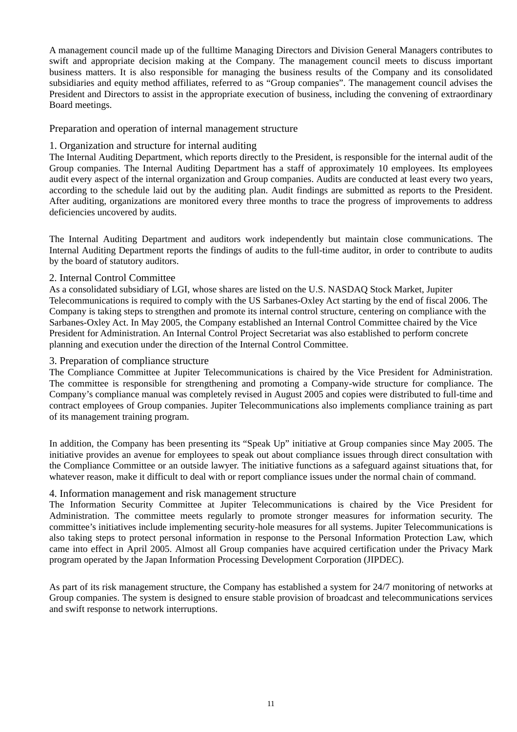A management council made up of the fulltime Managing Directors and Division General Managers contributes to swift and appropriate decision making at the Company. The management council meets to discuss important business matters. It is also responsible for managing the business results of the Company and its consolidated subsidiaries and equity method affiliates, referred to as "Group companies". The management council advises the President and Directors to assist in the appropriate execution of business, including the convening of extraordinary Board meetings.

## Preparation and operation of internal management structure

### 1. Organization and structure for internal auditing

The Internal Auditing Department, which reports directly to the President, is responsible for the internal audit of the Group companies. The Internal Auditing Department has a staff of approximately 10 employees. Its employees audit every aspect of the internal organization and Group companies. Audits are conducted at least every two years, according to the schedule laid out by the auditing plan. Audit findings are submitted as reports to the President. After auditing, organizations are monitored every three months to trace the progress of improvements to address deficiencies uncovered by audits.

The Internal Auditing Department and auditors work independently but maintain close communications. The Internal Auditing Department reports the findings of audits to the full-time auditor, in order to contribute to audits by the board of statutory auditors.

### 2. Internal Control Committee

As a consolidated subsidiary of LGI, whose shares are listed on the U.S. NASDAQ Stock Market, Jupiter Telecommunications is required to comply with the US Sarbanes-Oxley Act starting by the end of fiscal 2006. The Company is taking steps to strengthen and promote its internal control structure, centering on compliance with the Sarbanes-Oxley Act. In May 2005, the Company established an Internal Control Committee chaired by the Vice President for Administration. An Internal Control Project Secretariat was also established to perform concrete planning and execution under the direction of the Internal Control Committee.

### 3. Preparation of compliance structure

The Compliance Committee at Jupiter Telecommunications is chaired by the Vice President for Administration. The committee is responsible for strengthening and promoting a Company-wide structure for compliance. The Company's compliance manual was completely revised in August 2005 and copies were distributed to full-time and contract employees of Group companies. Jupiter Telecommunications also implements compliance training as part of its management training program.

In addition, the Company has been presenting its "Speak Up" initiative at Group companies since May 2005. The initiative provides an avenue for employees to speak out about compliance issues through direct consultation with the Compliance Committee or an outside lawyer. The initiative functions as a safeguard against situations that, for whatever reason, make it difficult to deal with or report compliance issues under the normal chain of command.

### 4. Information management and risk management structure

The Information Security Committee at Jupiter Telecommunications is chaired by the Vice President for Administration. The committee meets regularly to promote stronger measures for information security. The committee's initiatives include implementing security-hole measures for all systems. Jupiter Telecommunications is also taking steps to protect personal information in response to the Personal Information Protection Law, which came into effect in April 2005. Almost all Group companies have acquired certification under the Privacy Mark program operated by the Japan Information Processing Development Corporation (JIPDEC).

As part of its risk management structure, the Company has established a system for 24/7 monitoring of networks at Group companies. The system is designed to ensure stable provision of broadcast and telecommunications services and swift response to network interruptions.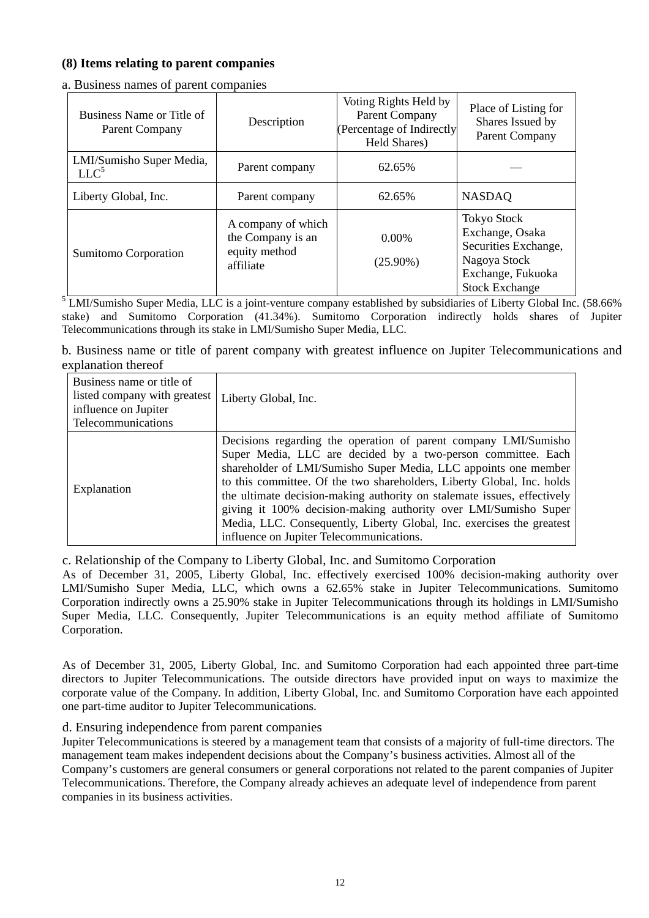### (8) Items relating to parent companies

a. Business names of parent companies

| Business Name or Title of Parent Company | Description | Voting Rights Held by Parent Company (Percentage of Indirectly Held Shares) | Place of Listing for Shares Issued by Parent Company |
|---|---|---|---|
| LMI/Sumisho Super Media, LLC[5] | Parent company | 62.65% | — |
| Liberty Global, Inc. | Parent company | 62.65% | NASDAQ |
| Sumitomo Corporation | A company of which the Company is an equity method affiliate | 0.00% (25.90%) | Tokyo Stock Exchange, Osaka Securities Exchange, Nagoya Stock Exchange, Fukuoka Stock Exchange |

[5] LMI/Sumisho Super Media, LLC is a joint-venture company established by subsidiaries of Liberty Global Inc. (58.66% stake) and Sumitomo Corporation (41.34%). Sumitomo Corporation indirectly holds shares of Jupiter Telecommunications through its stake in LMI/Sumisho Super Media, LLC.

b. Business name or title of parent company with greatest influence on Jupiter Telecommunications and explanation thereof

| Business name or title of listed company with greatest influence on Jupiter Telecommunications | Liberty Global, Inc. |
|---|---|
| Explanation | Decisions regarding the operation of parent company LMI/Sumisho Super Media, LLC are decided by a two-person committee. Each shareholder of LMI/Sumisho Super Media, LLC appoints one member to this committee. Of the two shareholders, Liberty Global, Inc. holds the ultimate decision-making authority on stalemate issues, effectively giving it 100% decision-making authority over LMI/Sumisho Super Media, LLC. Consequently, Liberty Global, Inc. exercises the greatest influence on Jupiter Telecommunications. |

c. Relationship of the Company to Liberty Global, Inc. and Sumitomo Corporation

As of December 31, 2005, Liberty Global, Inc. effectively exercised 100% decision-making authority over LMI/Sumisho Super Media, LLC, which owns a 62.65% stake in Jupiter Telecommunications. Sumitomo Corporation indirectly owns a 25.90% stake in Jupiter Telecommunications through its holdings in LMI/Sumisho Super Media, LLC. Consequently, Jupiter Telecommunications is an equity method affiliate of Sumitomo Corporation.

As of December 31, 2005, Liberty Global, Inc. and Sumitomo Corporation had each appointed three part-time directors to Jupiter Telecommunications. The outside directors have provided input on ways to maximize the corporate value of the Company. In addition, Liberty Global, Inc. and Sumitomo Corporation have each appointed one part-time auditor to Jupiter Telecommunications.

d. Ensuring independence from parent companies

Jupiter Telecommunications is steered by a management team that consists of a majority of full-time directors. The management team makes independent decisions about the Company's business activities. Almost all of the Company's customers are general consumers or general corporations not related to the parent companies of Jupiter Telecommunications. Therefore, the Company already achieves an adequate level of independence from parent companies in its business activities.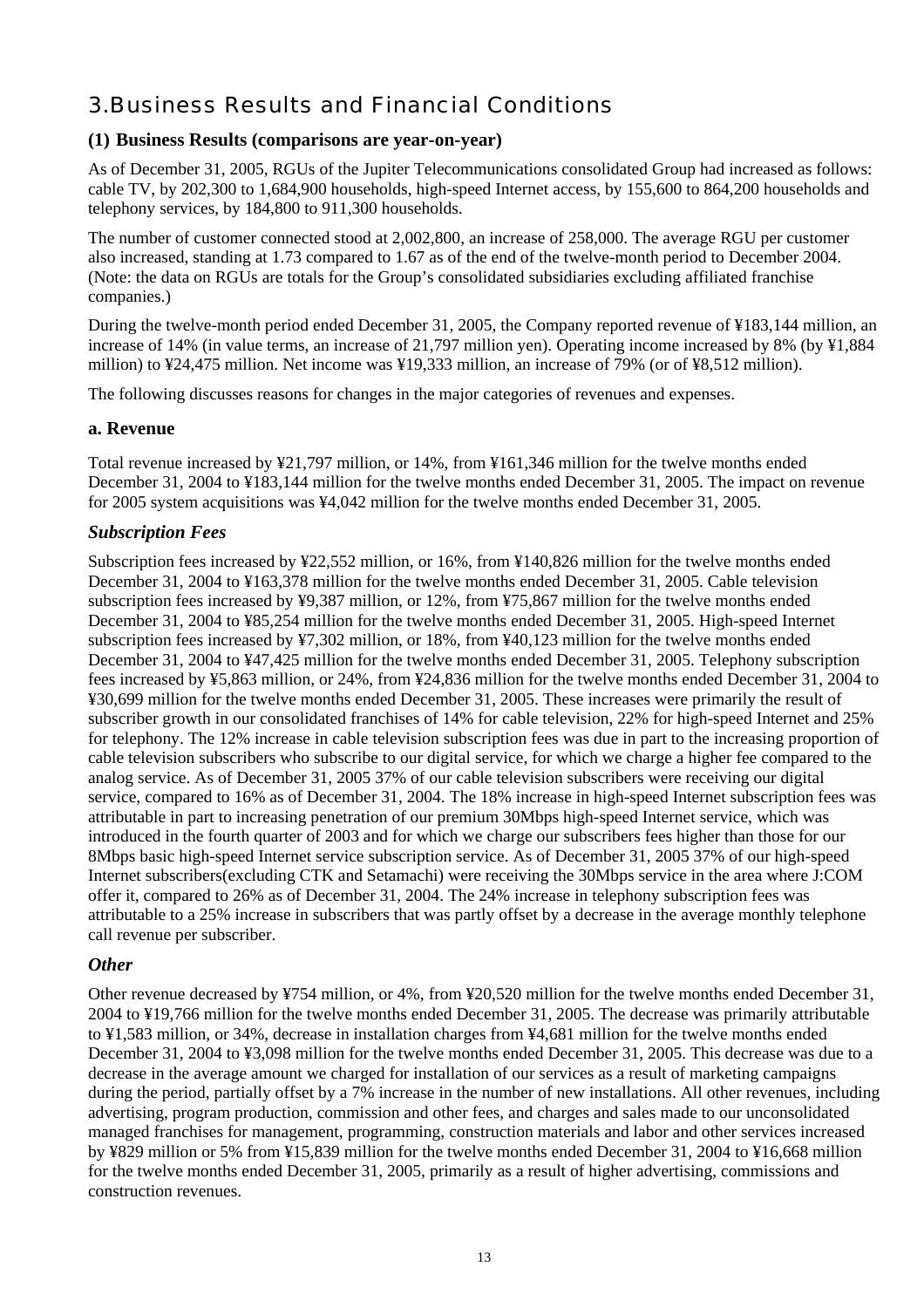# 3.Business Results and Financial Conditions

## (1) Business Results (comparisons are year-on-year)

As of December 31, 2005, RGUs of the Jupiter Telecommunications consolidated Group had increased as follows: cable TV, by 202,300 to 1,684,900 households, high-speed Internet access, by 155,600 to 864,200 households and telephony services, by 184,800 to 911,300 households.

The number of customer connected stood at 2,002,800, an increase of 258,000. The average RGU per customer also increased, standing at 1.73 compared to 1.67 as of the end of the twelve-month period to December 2004. (Note: the data on RGUs are totals for the Group's consolidated subsidiaries excluding affiliated franchise companies.)

During the twelve-month period ended December 31, 2005, the Company reported revenue of ¥183,144 million, an increase of 14% (in value terms, an increase of 21,797 million yen). Operating income increased by 8% (by ¥1,884 million) to ¥24,475 million. Net income was ¥19,333 million, an increase of 79% (or of ¥8,512 million).

The following discusses reasons for changes in the major categories of revenues and expenses.

### a. Revenue

Total revenue increased by ¥21,797 million, or 14%, from ¥161,346 million for the twelve months ended December 31, 2004 to ¥183,144 million for the twelve months ended December 31, 2005. The impact on revenue for 2005 system acquisitions was ¥4,042 million for the twelve months ended December 31, 2005.

### *Subscription Fees*

Subscription fees increased by ¥22,552 million, or 16%, from ¥140,826 million for the twelve months ended December 31, 2004 to ¥163,378 million for the twelve months ended December 31, 2005. Cable television subscription fees increased by ¥9,387 million, or 12%, from ¥75,867 million for the twelve months ended December 31, 2004 to ¥85,254 million for the twelve months ended December 31, 2005. High-speed Internet subscription fees increased by ¥7,302 million, or 18%, from ¥40,123 million for the twelve months ended December 31, 2004 to ¥47,425 million for the twelve months ended December 31, 2005. Telephony subscription fees increased by ¥5,863 million, or 24%, from ¥24,836 million for the twelve months ended December 31, 2004 to ¥30,699 million for the twelve months ended December 31, 2005. These increases were primarily the result of subscriber growth in our consolidated franchises of 14% for cable television, 22% for high-speed Internet and 25% for telephony. The 12% increase in cable television subscription fees was due in part to the increasing proportion of cable television subscribers who subscribe to our digital service, for which we charge a higher fee compared to the analog service. As of December 31, 2005 37% of our cable television subscribers were receiving our digital service, compared to 16% as of December 31, 2004. The 18% increase in high-speed Internet subscription fees was attributable in part to increasing penetration of our premium 30Mbps high-speed Internet service, which was introduced in the fourth quarter of 2003 and for which we charge our subscribers fees higher than those for our 8Mbps basic high-speed Internet service subscription service. As of December 31, 2005 37% of our high-speed Internet subscribers(excluding CTK and Setamachi) were receiving the 30Mbps service in the area where J:COM offer it, compared to 26% as of December 31, 2004. The 24% increase in telephony subscription fees was attributable to a 25% increase in subscribers that was partly offset by a decrease in the average monthly telephone call revenue per subscriber.

### *Other*

Other revenue decreased by ¥754 million, or 4%, from ¥20,520 million for the twelve months ended December 31, 2004 to ¥19,766 million for the twelve months ended December 31, 2005. The decrease was primarily attributable to ¥1,583 million, or 34%, decrease in installation charges from ¥4,681 million for the twelve months ended December 31, 2004 to ¥3,098 million for the twelve months ended December 31, 2005. This decrease was due to a decrease in the average amount we charged for installation of our services as a result of marketing campaigns during the period, partially offset by a 7% increase in the number of new installations. All other revenues, including advertising, program production, commission and other fees, and charges and sales made to our unconsolidated managed franchises for management, programming, construction materials and labor and other services increased by ¥829 million or 5% from ¥15,839 million for the twelve months ended December 31, 2004 to ¥16,668 million for the twelve months ended December 31, 2005, primarily as a result of higher advertising, commissions and construction revenues.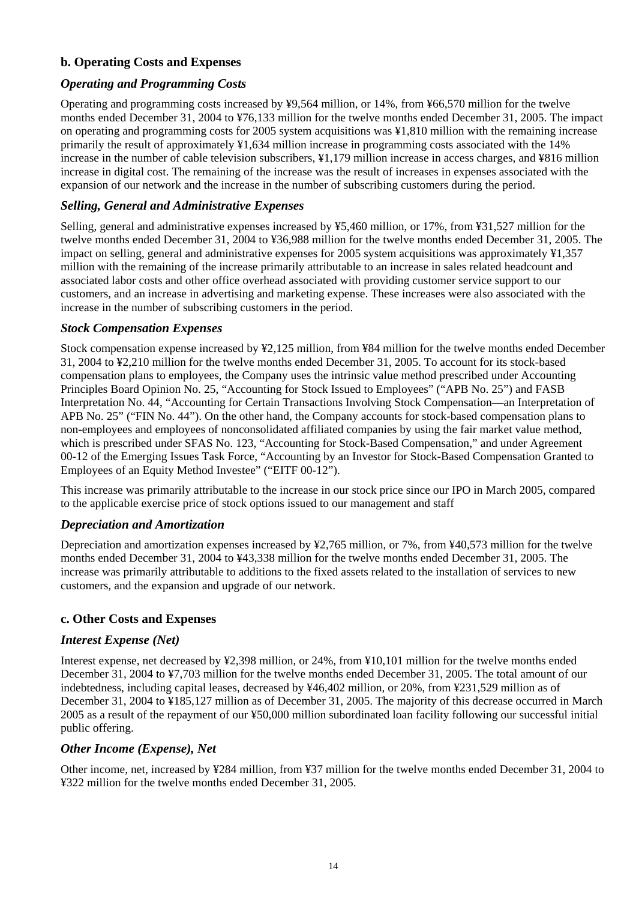## b. Operating Costs and Expenses

### *Operating and Programming Costs*

Operating and programming costs increased by ¥9,564 million, or 14%, from ¥66,570 million for the twelve months ended December 31, 2004 to ¥76,133 million for the twelve months ended December 31, 2005. The impact on operating and programming costs for 2005 system acquisitions was ¥1,810 million with the remaining increase primarily the result of approximately ¥1,634 million increase in programming costs associated with the 14% increase in the number of cable television subscribers, ¥1,179 million increase in access charges, and ¥816 million increase in digital cost. The remaining of the increase was the result of increases in expenses associated with the expansion of our network and the increase in the number of subscribing customers during the period.

### *Selling, General and Administrative Expenses*

Selling, general and administrative expenses increased by ¥5,460 million, or 17%, from ¥31,527 million for the twelve months ended December 31, 2004 to ¥36,988 million for the twelve months ended December 31, 2005. The impact on selling, general and administrative expenses for 2005 system acquisitions was approximately ¥1,357 million with the remaining of the increase primarily attributable to an increase in sales related headcount and associated labor costs and other office overhead associated with providing customer service support to our customers, and an increase in advertising and marketing expense. These increases were also associated with the increase in the number of subscribing customers in the period.

### *Stock Compensation Expenses*

Stock compensation expense increased by ¥2,125 million, from ¥84 million for the twelve months ended December 31, 2004 to ¥2,210 million for the twelve months ended December 31, 2005. To account for its stock-based compensation plans to employees, the Company uses the intrinsic value method prescribed under Accounting Principles Board Opinion No. 25, "Accounting for Stock Issued to Employees" ("APB No. 25") and FASB Interpretation No. 44, "Accounting for Certain Transactions Involving Stock Compensation—an Interpretation of APB No. 25" ("FIN No. 44"). On the other hand, the Company accounts for stock-based compensation plans to non-employees and employees of nonconsolidated affiliated companies by using the fair market value method, which is prescribed under SFAS No. 123, "Accounting for Stock-Based Compensation," and under Agreement 00-12 of the Emerging Issues Task Force, "Accounting by an Investor for Stock-Based Compensation Granted to Employees of an Equity Method Investee" ("EITF 00-12").

This increase was primarily attributable to the increase in our stock price since our IPO in March 2005, compared to the applicable exercise price of stock options issued to our management and staff

### *Depreciation and Amortization*

Depreciation and amortization expenses increased by ¥2,765 million, or 7%, from ¥40,573 million for the twelve months ended December 31, 2004 to ¥43,338 million for the twelve months ended December 31, 2005. The increase was primarily attributable to additions to the fixed assets related to the installation of services to new customers, and the expansion and upgrade of our network.

## c. Other Costs and Expenses

### *Interest Expense (Net)*

Interest expense, net decreased by ¥2,398 million, or 24%, from ¥10,101 million for the twelve months ended December 31, 2004 to ¥7,703 million for the twelve months ended December 31, 2005. The total amount of our indebtedness, including capital leases, decreased by ¥46,402 million, or 20%, from ¥231,529 million as of December 31, 2004 to ¥185,127 million as of December 31, 2005. The majority of this decrease occurred in March 2005 as a result of the repayment of our ¥50,000 million subordinated loan facility following our successful initial public offering.

### *Other Income (Expense), Net*

Other income, net, increased by ¥284 million, from ¥37 million for the twelve months ended December 31, 2004 to ¥322 million for the twelve months ended December 31, 2005.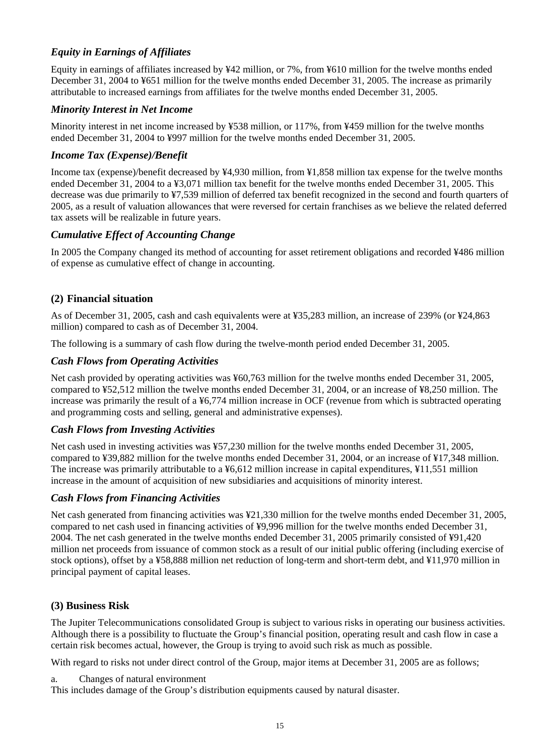### *Equity in Earnings of Affiliates*

Equity in earnings of affiliates increased by ¥42 million, or 7%, from ¥610 million for the twelve months ended December 31, 2004 to ¥651 million for the twelve months ended December 31, 2005. The increase as primarily attributable to increased earnings from affiliates for the twelve months ended December 31, 2005.

### *Minority Interest in Net Income*

Minority interest in net income increased by ¥538 million, or 117%, from ¥459 million for the twelve months ended December 31, 2004 to ¥997 million for the twelve months ended December 31, 2005.

### *Income Tax (Expense)/Benefit*

Income tax (expense)/benefit decreased by ¥4,930 million, from ¥1,858 million tax expense for the twelve months ended December 31, 2004 to a ¥3,071 million tax benefit for the twelve months ended December 31, 2005. This decrease was due primarily to ¥7,539 million of deferred tax benefit recognized in the second and fourth quarters of 2005, as a result of valuation allowances that were reversed for certain franchises as we believe the related deferred tax assets will be realizable in future years.

### *Cumulative Effect of Accounting Change*

In 2005 the Company changed its method of accounting for asset retirement obligations and recorded ¥486 million of expense as cumulative effect of change in accounting.

## (2) Financial situation

As of December 31, 2005, cash and cash equivalents were at ¥35,283 million, an increase of 239% (or ¥24,863 million) compared to cash as of December 31, 2004.

The following is a summary of cash flow during the twelve-month period ended December 31, 2005.

### *Cash Flows from Operating Activities*

Net cash provided by operating activities was ¥60,763 million for the twelve months ended December 31, 2005, compared to ¥52,512 million the twelve months ended December 31, 2004, or an increase of ¥8,250 million. The increase was primarily the result of a ¥6,774 million increase in OCF (revenue from which is subtracted operating and programming costs and selling, general and administrative expenses).

### *Cash Flows from Investing Activities*

Net cash used in investing activities was ¥57,230 million for the twelve months ended December 31, 2005, compared to ¥39,882 million for the twelve months ended December 31, 2004, or an increase of ¥17,348 million. The increase was primarily attributable to a ¥6,612 million increase in capital expenditures, ¥11,551 million increase in the amount of acquisition of new subsidiaries and acquisitions of minority interest.

### *Cash Flows from Financing Activities*

Net cash generated from financing activities was ¥21,330 million for the twelve months ended December 31, 2005, compared to net cash used in financing activities of ¥9,996 million for the twelve months ended December 31, 2004. The net cash generated in the twelve months ended December 31, 2005 primarily consisted of ¥91,420 million net proceeds from issuance of common stock as a result of our initial public offering (including exercise of stock options), offset by a ¥58,888 million net reduction of long-term and short-term debt, and ¥11,970 million in principal payment of capital leases.

## (3) Business Risk

The Jupiter Telecommunications consolidated Group is subject to various risks in operating our business activities. Although there is a possibility to fluctuate the Group's financial position, operating result and cash flow in case a certain risk becomes actual, however, the Group is trying to avoid such risk as much as possible.

With regard to risks not under direct control of the Group, major items at December 31, 2005 are as follows;

a. Changes of natural environment

This includes damage of the Group's distribution equipments caused by natural disaster.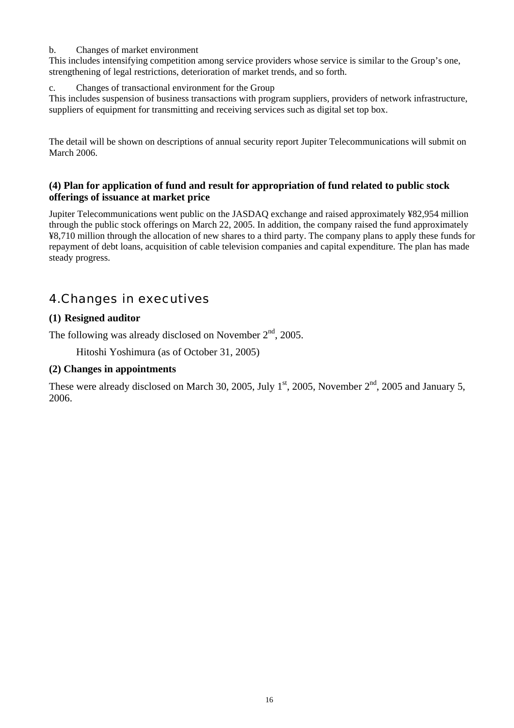b. Changes of market environment

This includes intensifying competition among service providers whose service is similar to the Group's one, strengthening of legal restrictions, deterioration of market trends, and so forth.

c. Changes of transactional environment for the Group

This includes suspension of business transactions with program suppliers, providers of network infrastructure, suppliers of equipment for transmitting and receiving services such as digital set top box.

The detail will be shown on descriptions of annual security report Jupiter Telecommunications will submit on March 2006.

### (4) Plan for application of fund and result for appropriation of fund related to public stock offerings of issuance at market price

Jupiter Telecommunications went public on the JASDAQ exchange and raised approximately ¥82,954 million through the public stock offerings on March 22, 2005. In addition, the company raised the fund approximately ¥8,710 million through the allocation of new shares to a third party. The company plans to apply these funds for repayment of debt loans, acquisition of cable television companies and capital expenditure. The plan has made steady progress.

## 4.Changes in executives

### (1) Resigned auditor

The following was already disclosed on November 2nd, 2005.

Hitoshi Yoshimura (as of October 31, 2005)

### (2) Changes in appointments

These were already disclosed on March 30, 2005, July 1st, 2005, November 2nd, 2005 and January 5, 2006.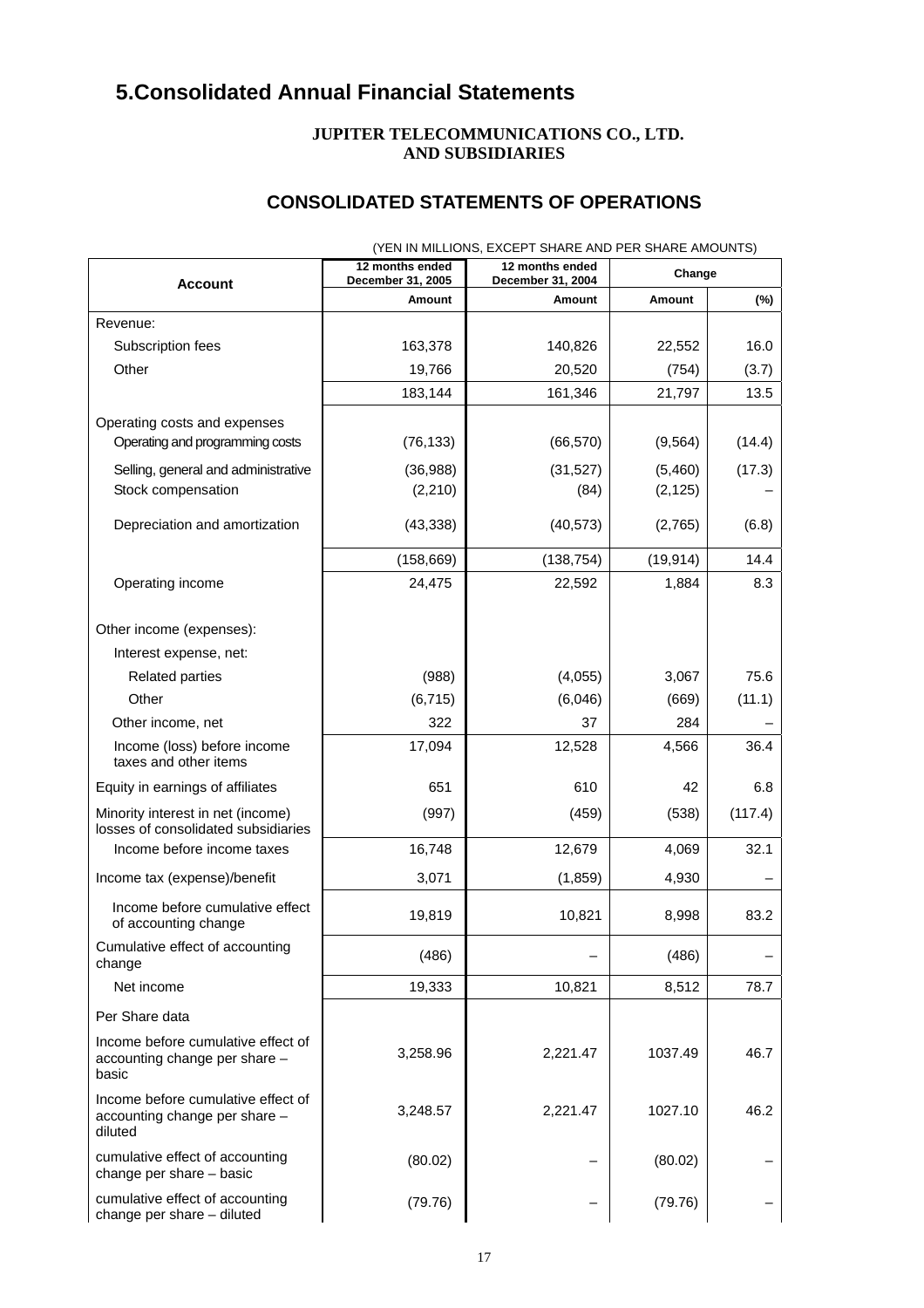# 5.Consolidated Annual Financial Statements

**JUPITER TELECOMMUNICATIONS CO., LTD.**
**AND SUBSIDIARIES**

## CONSOLIDATED STATEMENTS OF OPERATIONS

(YEN IN MILLIONS, EXCEPT SHARE AND PER SHARE AMOUNTS)

| Account | 12 months ended December 31, 2005 | 12 months ended December 31, 2004 | Change | |
|---|---|---|---|---|
| | Amount | Amount | Amount | (%) |
| Revenue: | | | | |
| Subscription fees | 163,378 | 140,826 | 22,552 | 16.0 |
| Other | 19,766 | 20,520 | (754) | (3.7) |
| | 183,144 | 161,346 | 21,797 | 13.5 |
| Operating costs and expenses | | | | |
| Operating and programming costs | (76,133) | (66,570) | (9,564) | (14.4) |
| Selling, general and administrative | (36,988) | (31,527) | (5,460) | (17.3) |
| Stock compensation | (2,210) | (84) | (2,125) | – |
| Depreciation and amortization | (43,338) | (40,573) | (2,765) | (6.8) |
| | (158,669) | (138,754) | (19,914) | 14.4 |
| Operating income | 24,475 | 22,592 | 1,884 | 8.3 |
| Other income (expenses): | | | | |
| Interest expense, net: | | | | |
| Related parties | (988) | (4,055) | 3,067 | 75.6 |
| Other | (6,715) | (6,046) | (669) | (11.1) |
| Other income, net | 322 | 37 | 284 | – |
| Income (loss) before income taxes and other items | 17,094 | 12,528 | 4,566 | 36.4 |
| Equity in earnings of affiliates | 651 | 610 | 42 | 6.8 |
| Minority interest in net (income) losses of consolidated subsidiaries | (997) | (459) | (538) | (117.4) |
| Income before income taxes | 16,748 | 12,679 | 4,069 | 32.1 |
| Income tax (expense)/benefit | 3,071 | (1,859) | 4,930 | – |
| Income before cumulative effect of accounting change | 19,819 | 10,821 | 8,998 | 83.2 |
| Cumulative effect of accounting change | (486) | – | (486) | – |
| Net income | 19,333 | 10,821 | 8,512 | 78.7 |
| Per Share data | | | | |
| Income before cumulative effect of accounting change per share – basic | 3,258.96 | 2,221.47 | 1037.49 | 46.7 |
| Income before cumulative effect of accounting change per share – diluted | 3,248.57 | 2,221.47 | 1027.10 | 46.2 |
| cumulative effect of accounting change per share – basic | (80.02) | – | (80.02) | – |
| cumulative effect of accounting change per share – diluted | (79.76) | – | (79.76) | – |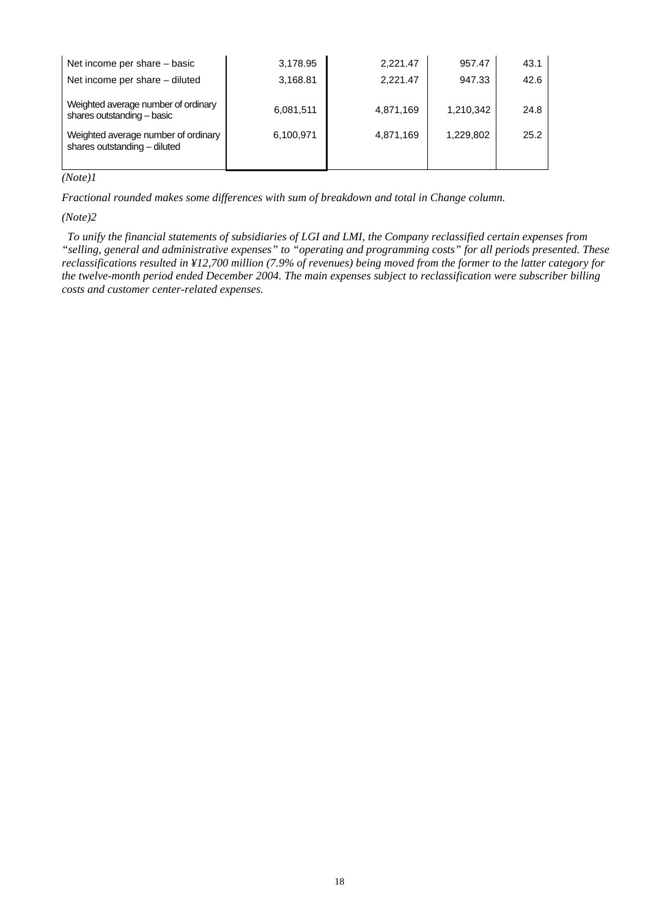| | | | | |
|---|---|---|---|---|
| Net income per share – basic | 3,178.95 | 2,221.47 | 957.47 | 43.1 |
| Net income per share – diluted | 3,168.81 | 2,221.47 | 947.33 | 42.6 |
| Weighted average number of ordinary shares outstanding – basic | 6,081,511 | 4,871,169 | 1,210,342 | 24.8 |
| Weighted average number of ordinary shares outstanding – diluted | 6,100,971 | 4,871,169 | 1,229,802 | 25.2 |

*(Note)1*

*Fractional rounded makes some differences with sum of breakdown and total in Change column.*

*(Note)2*

*To unify the financial statements of subsidiaries of LGI and LMI, the Company reclassified certain expenses from "selling, general and administrative expenses" to "operating and programming costs" for all periods presented. These reclassifications resulted in ¥12,700 million (7.9% of revenues) being moved from the former to the latter category for the twelve-month period ended December 2004. The main expenses subject to reclassification were subscriber billing costs and customer center-related expenses.*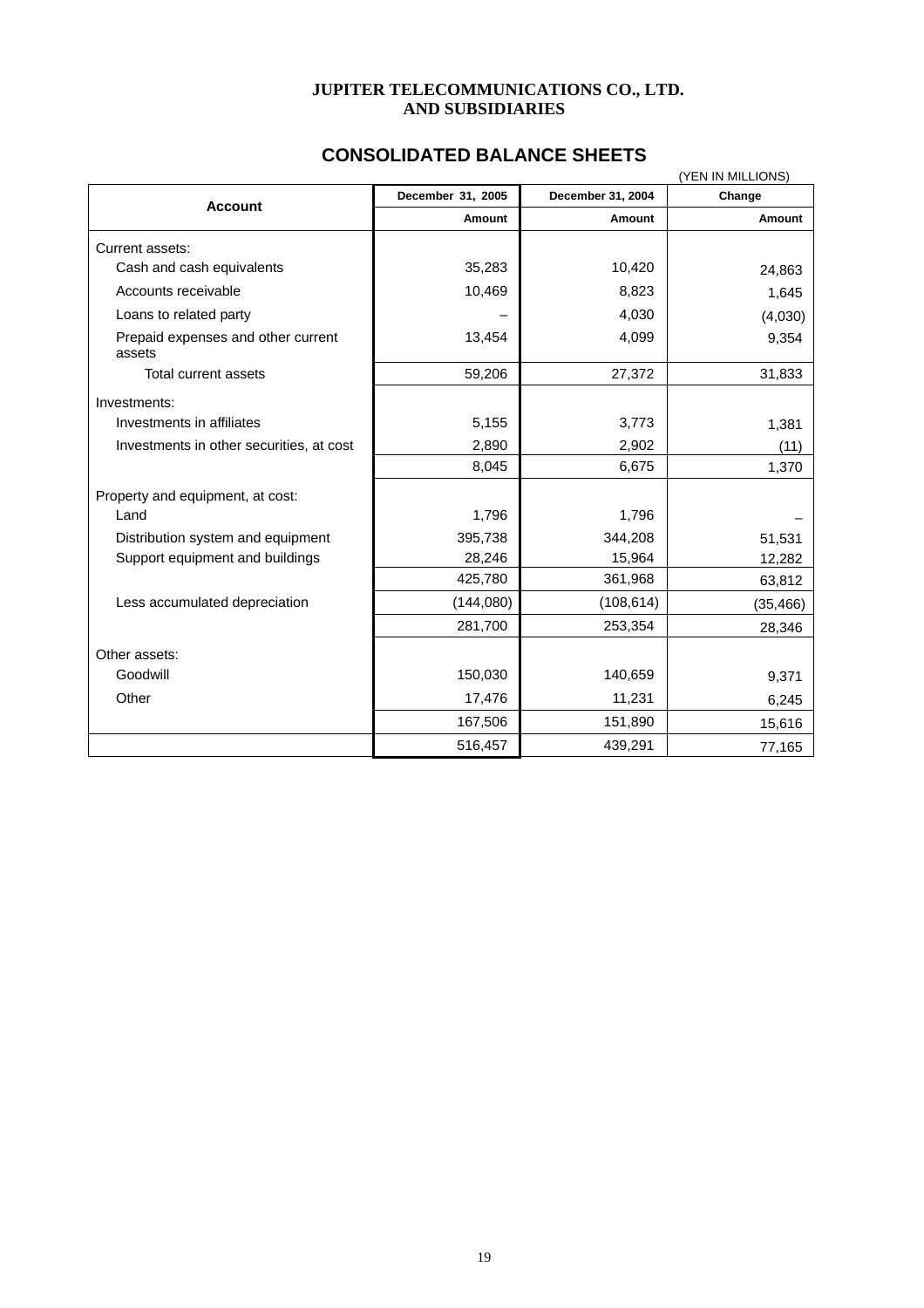**JUPITER TELECOMMUNICATIONS CO., LTD.**
**AND SUBSIDIARIES**

# CONSOLIDATED BALANCE SHEETS

(YEN IN MILLIONS)

| Account | December 31, 2005 | December 31, 2004 | Change |
|---|---|---|---|
| | Amount | Amount | Amount |
| Current assets: | | | |
| Cash and cash equivalents | 35,283 | 10,420 | 24,863 |
| Accounts receivable | 10,469 | 8,823 | 1,645 |
| Loans to related party | – | 4,030 | (4,030) |
| Prepaid expenses and other current assets | 13,454 | 4,099 | 9,354 |
| Total current assets | 59,206 | 27,372 | 31,833 |
| Investments: | | | |
| Investments in affiliates | 5,155 | 3,773 | 1,381 |
| Investments in other securities, at cost | 2,890 | 2,902 | (11) |
| | 8,045 | 6,675 | 1,370 |
| Property and equipment, at cost: | | | |
| Land | 1,796 | 1,796 | – |
| Distribution system and equipment | 395,738 | 344,208 | 51,531 |
| Support equipment and buildings | 28,246 | 15,964 | 12,282 |
| | 425,780 | 361,968 | 63,812 |
| Less accumulated depreciation | (144,080) | (108,614) | (35,466) |
| | 281,700 | 253,354 | 28,346 |
| Other assets: | | | |
| Goodwill | 150,030 | 140,659 | 9,371 |
| Other | 17,476 | 11,231 | 6,245 |
| | 167,506 | 151,890 | 15,616 |
| | 516,457 | 439,291 | 77,165 |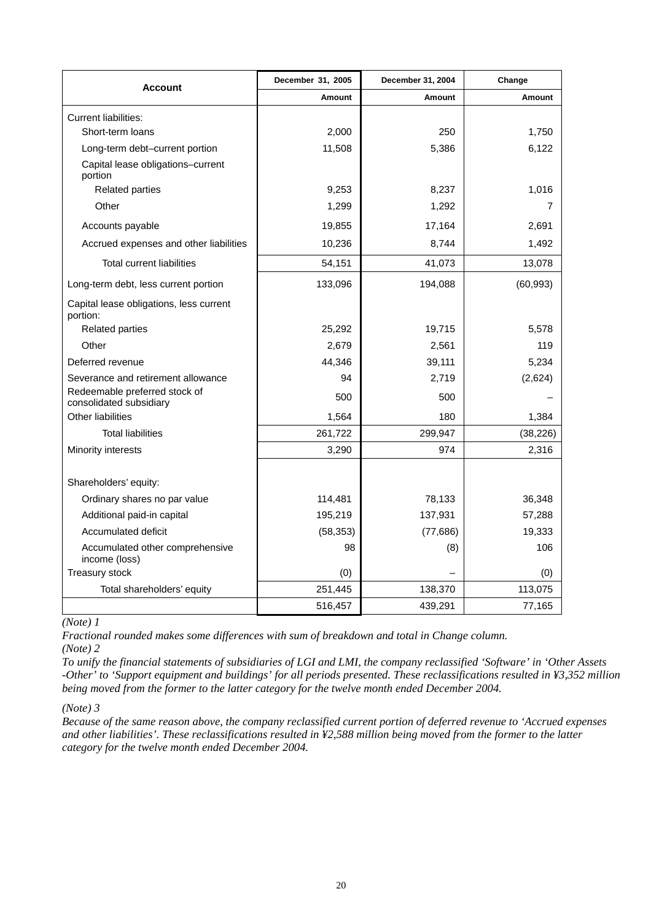| Account | December 31, 2005 | December 31, 2004 | Change |
|---|---|---|---|
| | Amount | Amount | Amount |
| Current liabilities: | | | |
| Short-term loans | 2,000 | 250 | 1,750 |
| Long-term debt–current portion | 11,508 | 5,386 | 6,122 |
| Capital lease obligations–current portion | | | |
| Related parties | 9,253 | 8,237 | 1,016 |
| Other | 1,299 | 1,292 | 7 |
| Accounts payable | 19,855 | 17,164 | 2,691 |
| Accrued expenses and other liabilities | 10,236 | 8,744 | 1,492 |
| Total current liabilities | 54,151 | 41,073 | 13,078 |
| Long-term debt, less current portion | 133,096 | 194,088 | (60,993) |
| Capital lease obligations, less current portion: | | | |
| Related parties | 25,292 | 19,715 | 5,578 |
| Other | 2,679 | 2,561 | 119 |
| Deferred revenue | 44,346 | 39,111 | 5,234 |
| Severance and retirement allowance | 94 | 2,719 | (2,624) |
| Redeemable preferred stock of consolidated subsidiary | 500 | 500 | – |
| Other liabilities | 1,564 | 180 | 1,384 |
| Total liabilities | 261,722 | 299,947 | (38,226) |
| Minority interests | 3,290 | 974 | 2,316 |
| Shareholders' equity: | | | |
| Ordinary shares no par value | 114,481 | 78,133 | 36,348 |
| Additional paid-in capital | 195,219 | 137,931 | 57,288 |
| Accumulated deficit | (58,353) | (77,686) | 19,333 |
| Accumulated other comprehensive income (loss) | 98 | (8) | 106 |
| Treasury stock | (0) | – | (0) |
| Total shareholders' equity | 251,445 | 138,370 | 113,075 |
| | 516,457 | 439,291 | 77,165 |

*(Note) 1*

*Fractional rounded makes some differences with sum of breakdown and total in Change column.*

*(Note) 2*

*To unify the financial statements of subsidiaries of LGI and LMI, the company reclassified 'Software' in 'Other Assets -Other' to 'Support equipment and buildings' for all periods presented. These reclassifications resulted in ¥3,352 million being moved from the former to the latter category for the twelve month ended December 2004.*

*(Note) 3*

*Because of the same reason above, the company reclassified current portion of deferred revenue to 'Accrued expenses and other liabilities'. These reclassifications resulted in ¥2,588 million being moved from the former to the latter category for the twelve month ended December 2004.*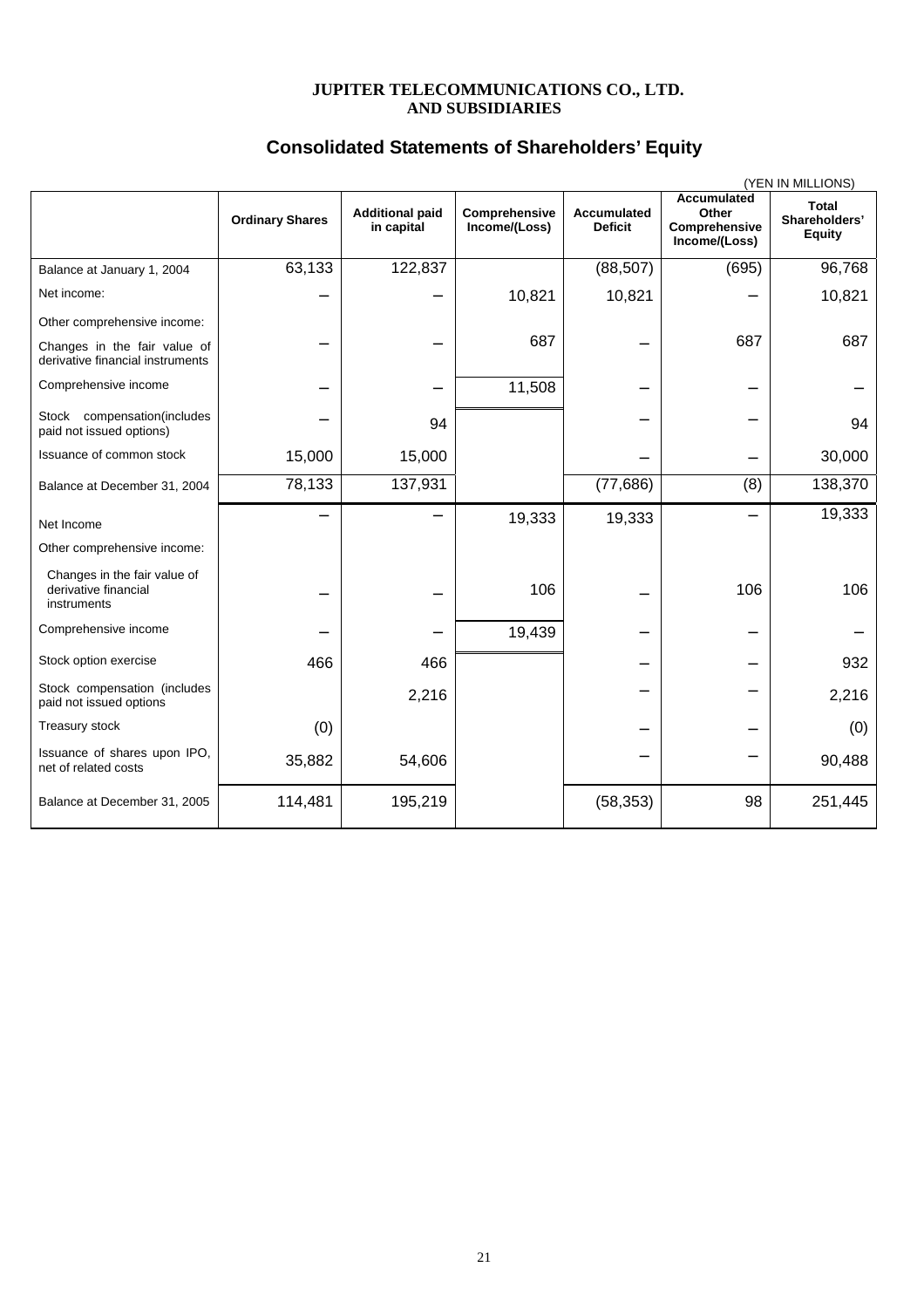**JUPITER TELECOMMUNICATIONS CO., LTD.**
**AND SUBSIDIARIES**

# Consolidated Statements of Shareholders' Equity

(YEN IN MILLIONS)

| | Ordinary Shares | Additional paid in capital | Comprehensive Income/(Loss) | Accumulated Deficit | Accumulated Other Comprehensive Income/(Loss) | Total Shareholders' Equity |
|---|---|---|---|---|---|---|
| Balance at January 1, 2004 | 63,133 | 122,837 | | (88,507) | (695) | 96,768 |
| Net income: | – | – | 10,821 | 10,821 | – | 10,821 |
| Other comprehensive income: | | | | | | |
| Changes in the fair value of derivative financial instruments | – | – | 687 | – | 687 | 687 |
| Comprehensive income | – | – | 11,508 | – | – | – |
| Stock compensation(includes paid not issued options) | – | 94 | | – | – | 94 |
| Issuance of common stock | 15,000 | 15,000 | | – | – | 30,000 |
| Balance at December 31, 2004 | 78,133 | 137,931 | | (77,686) | (8) | 138,370 |
| Net Income | – | – | 19,333 | 19,333 | – | 19,333 |
| Other comprehensive income: | | | | | | |
| Changes in the fair value of derivative financial instruments | – | – | 106 | – | 106 | 106 |
| Comprehensive income | – | – | 19,439 | – | – | – |
| Stock option exercise | 466 | 466 | | – | – | 932 |
| Stock compensation (includes paid not issued options | | 2,216 | | – | – | 2,216 |
| Treasury stock | (0) | | | – | – | (0) |
| Issuance of shares upon IPO, net of related costs | 35,882 | 54,606 | | – | – | 90,488 |
| Balance at December 31, 2005 | 114,481 | 195,219 | | (58,353) | 98 | 251,445 |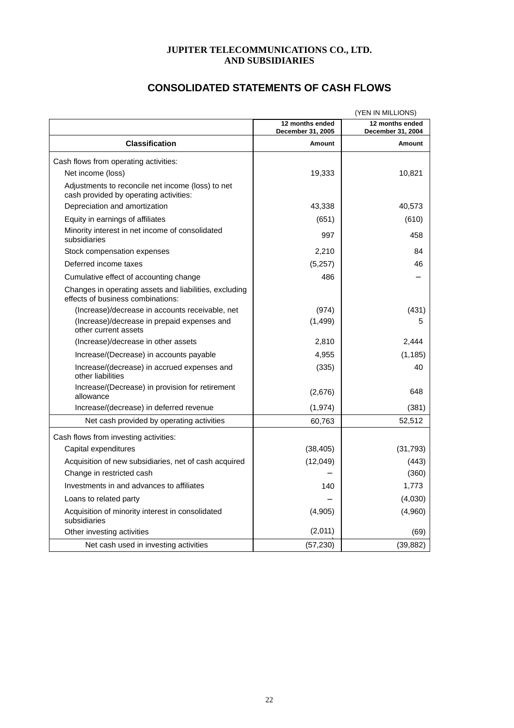**JUPITER TELECOMMUNICATIONS CO., LTD.**
**AND SUBSIDIARIES**

## CONSOLIDATED STATEMENTS OF CASH FLOWS

(YEN IN MILLIONS)

| | 12 months ended December 31, 2005 | 12 months ended December 31, 2004 |
|---|---|---|
| **Classification** | **Amount** | **Amount** |
| Cash flows from operating activities: | | |
| Net income (loss) | 19,333 | 10,821 |
| Adjustments to reconcile net income (loss) to net cash provided by operating activities: | | |
| Depreciation and amortization | 43,338 | 40,573 |
| Equity in earnings of affiliates | (651) | (610) |
| Minority interest in net income of consolidated subsidiaries | 997 | 458 |
| Stock compensation expenses | 2,210 | 84 |
| Deferred income taxes | (5,257) | 46 |
| Cumulative effect of accounting change | 486 | – |
| Changes in operating assets and liabilities, excluding effects of business combinations: | | |
| (Increase)/decrease in accounts receivable, net | (974) | (431) |
| (Increase)/decrease in prepaid expenses and other current assets | (1,499) | 5 |
| (Increase)/decrease in other assets | 2,810 | 2,444 |
| Increase/(Decrease) in accounts payable | 4,955 | (1,185) |
| Increase/(decrease) in accrued expenses and other liabilities | (335) | 40 |
| Increase/(Decrease) in provision for retirement allowance | (2,676) | 648 |
| Increase/(decrease) in deferred revenue | (1,974) | (381) |
| Net cash provided by operating activities | 60,763 | 52,512 |
| Cash flows from investing activities: | | |
| Capital expenditures | (38,405) | (31,793) |
| Acquisition of new subsidiaries, net of cash acquired | (12,049) | (443) |
| Change in restricted cash | – | (360) |
| Investments in and advances to affiliates | 140 | 1,773 |
| Loans to related party | – | (4,030) |
| Acquisition of minority interest in consolidated subsidiaries | (4,905) | (4,960) |
| Other investing activities | (2,011) | (69) |
| Net cash used in investing activities | (57,230) | (39,882) |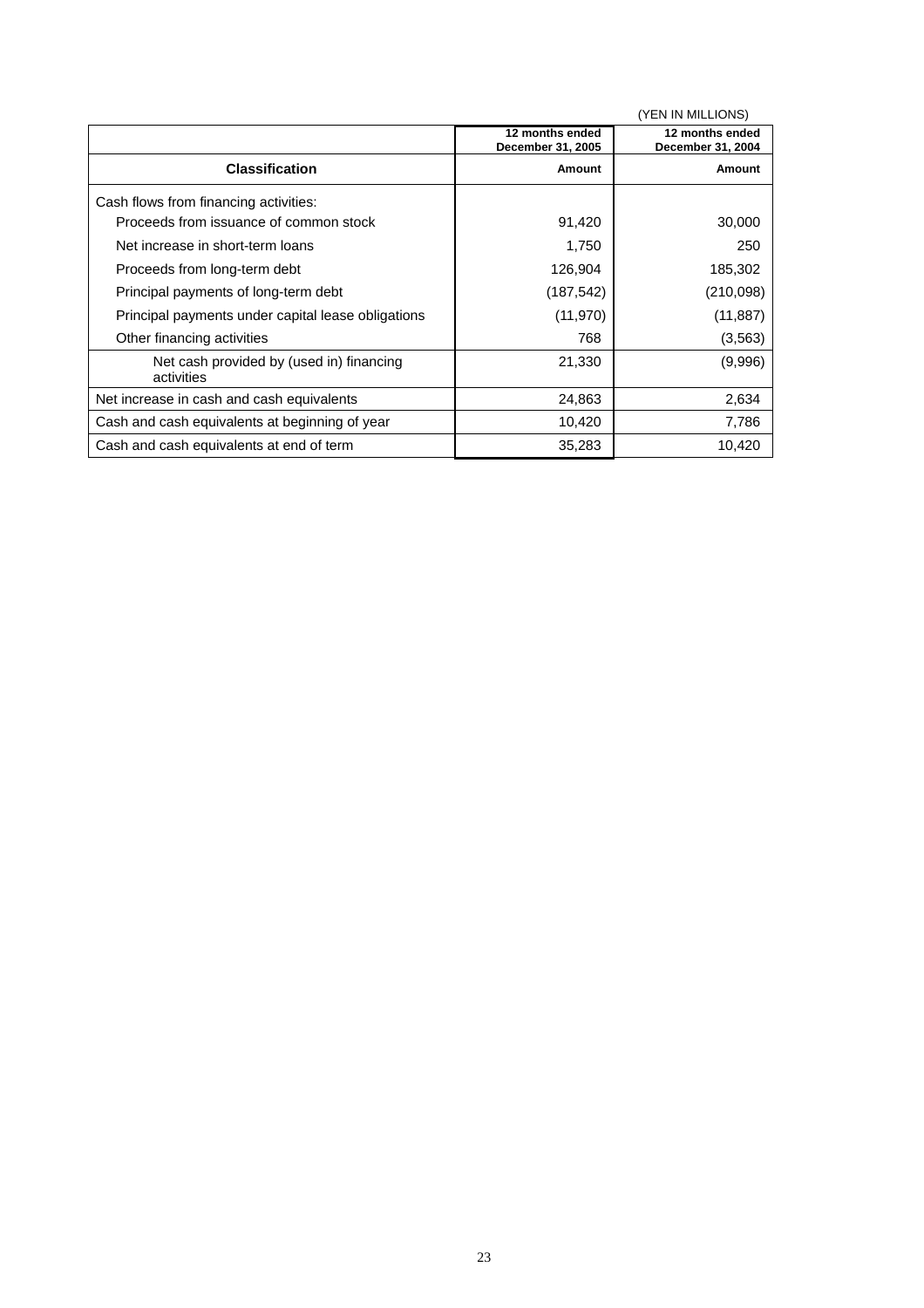(YEN IN MILLIONS)

| Classification | 12 months ended December 31, 2005<br>Amount | 12 months ended December 31, 2004<br>Amount |
|---|---|---|
| Cash flows from financing activities: | | |
| Proceeds from issuance of common stock | 91,420 | 30,000 |
| Net increase in short-term loans | 1,750 | 250 |
| Proceeds from long-term debt | 126,904 | 185,302 |
| Principal payments of long-term debt | (187,542) | (210,098) |
| Principal payments under capital lease obligations | (11,970) | (11,887) |
| Other financing activities | 768 | (3,563) |
| Net cash provided by (used in) financing activities | 21,330 | (9,996) |
| Net increase in cash and cash equivalents | 24,863 | 2,634 |
| Cash and cash equivalents at beginning of year | 10,420 | 7,786 |
| Cash and cash equivalents at end of term | 35,283 | 10,420 |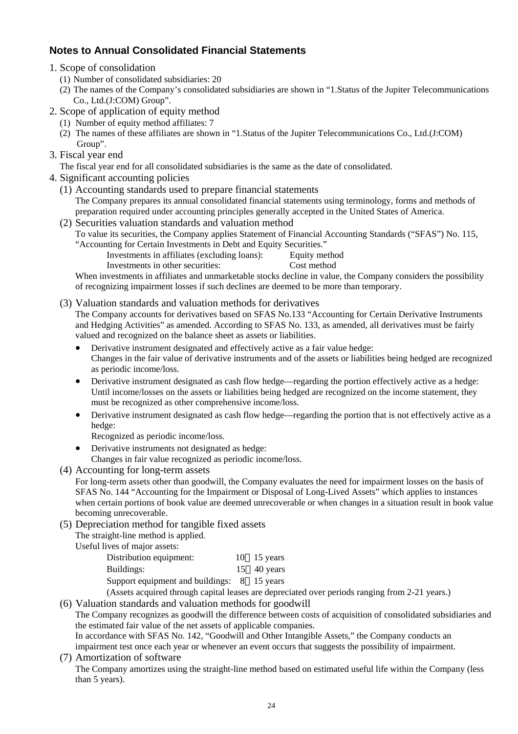## Notes to Annual Consolidated Financial Statements

1. Scope of consolidation
   (1) Number of consolidated subsidiaries: 20
   (2) The names of the Company's consolidated subsidiaries are shown in "1.Status of the Jupiter Telecommunications Co., Ltd.(J:COM) Group".
2. Scope of application of equity method
   (1) Number of equity method affiliates: 7
   (2) The names of these affiliates are shown in "1.Status of the Jupiter Telecommunications Co., Ltd.(J:COM) Group".
3. Fiscal year end
   The fiscal year end for all consolidated subsidiaries is the same as the date of consolidated.
4. Significant accounting policies
   (1) Accounting standards used to prepare financial statements
   The Company prepares its annual consolidated financial statements using terminology, forms and methods of preparation required under accounting principles generally accepted in the United States of America.
   (2) Securities valuation standards and valuation method
   To value its securities, the Company applies Statement of Financial Accounting Standards ("SFAS") No. 115, "Accounting for Certain Investments in Debt and Equity Securities."

   | | |
   |---|---|
   | Investments in affiliates (excluding loans): | Equity method |
   | Investments in other securities: | Cost method |

   When investments in affiliates and unmarketable stocks decline in value, the Company considers the possibility of recognizing impairment losses if such declines are deemed to be more than temporary.

   (3) Valuation standards and valuation methods for derivatives
   The Company accounts for derivatives based on SFAS No.133 "Accounting for Certain Derivative Instruments and Hedging Activities" as amended. According to SFAS No. 133, as amended, all derivatives must be fairly valued and recognized on the balance sheet as assets or liabilities.
   - Derivative instrument designated and effectively active as a fair value hedge:
     Changes in the fair value of derivative instruments and of the assets or liabilities being hedged are recognized as periodic income/loss.
   - Derivative instrument designated as cash flow hedge—regarding the portion effectively active as a hedge:
     Until income/losses on the assets or liabilities being hedged are recognized on the income statement, they must be recognized as other comprehensive income/loss.
   - Derivative instrument designated as cash flow hedge—regarding the portion that is not effectively active as a hedge:
     Recognized as periodic income/loss.
   - Derivative instruments not designated as hedge:
     Changes in fair value recognized as periodic income/loss.

   (4) Accounting for long-term assets
   For long-term assets other than goodwill, the Company evaluates the need for impairment losses on the basis of SFAS No. 144 "Accounting for the Impairment or Disposal of Long-Lived Assets" which applies to instances when certain portions of book value are deemed unrecoverable or when changes in a situation result in book value becoming unrecoverable.
   (5) Depreciation method for tangible fixed assets
   The straight-line method is applied.
   Useful lives of major assets:

   | | |
   |---|---|
   | Distribution equipment: | 10～15 years |
   | Buildings: | 15～40 years |
   | Support equipment and buildings: | 8～15 years |

   (Assets acquired through capital leases are depreciated over periods ranging from 2-21 years.)
   (6) Valuation standards and valuation methods for goodwill
   The Company recognizes as goodwill the difference between costs of acquisition of consolidated subsidiaries and the estimated fair value of the net assets of applicable companies.
   In accordance with SFAS No. 142, "Goodwill and Other Intangible Assets," the Company conducts an impairment test once each year or whenever an event occurs that suggests the possibility of impairment.
   (7) Amortization of software
   The Company amortizes using the straight-line method based on estimated useful life within the Company (less than 5 years).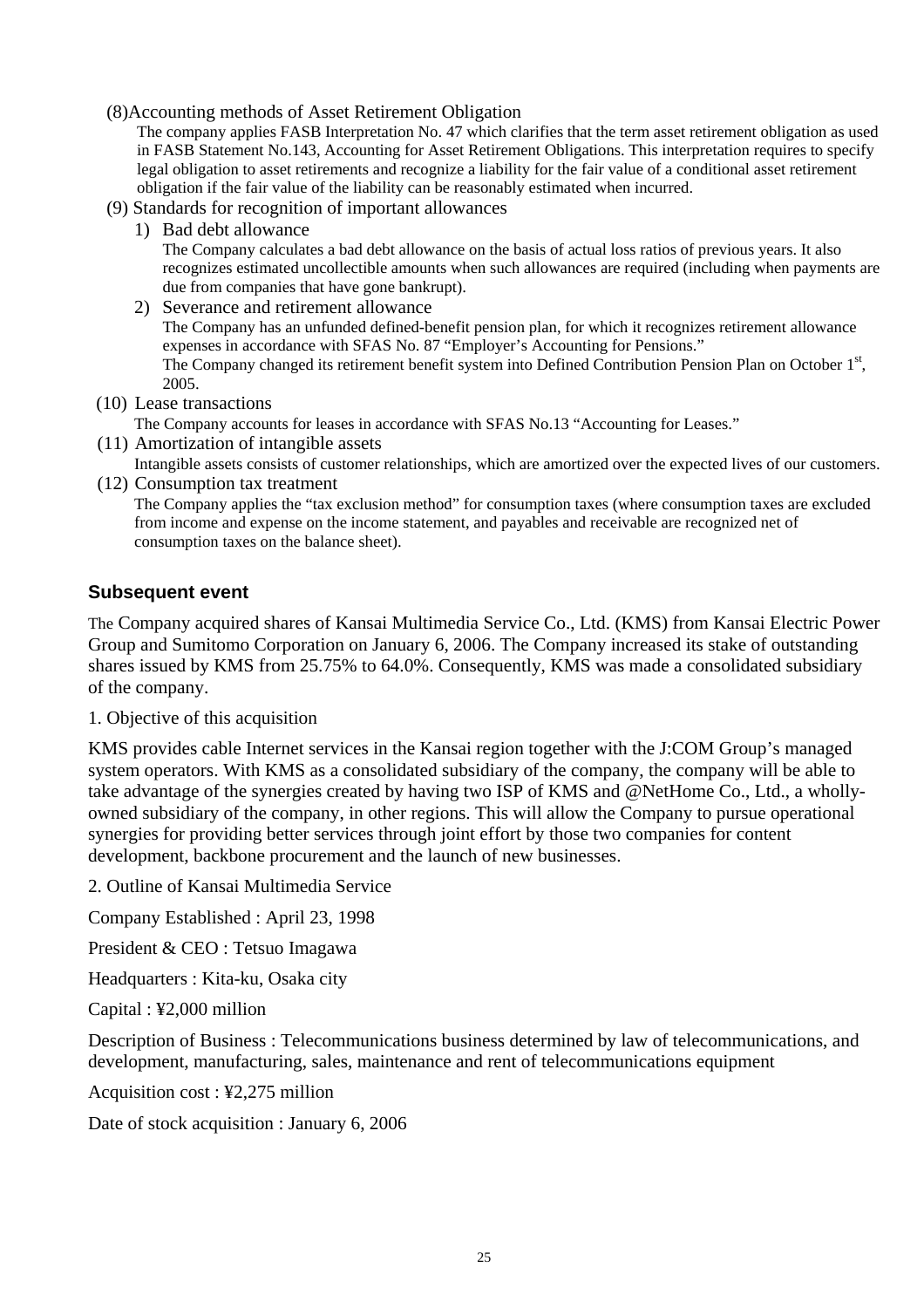(8)Accounting methods of Asset Retirement Obligation

The company applies FASB Interpretation No. 47 which clarifies that the term asset retirement obligation as used in FASB Statement No.143, Accounting for Asset Retirement Obligations. This interpretation requires to specify legal obligation to asset retirements and recognize a liability for the fair value of a conditional asset retirement obligation if the fair value of the liability can be reasonably estimated when incurred.

(9) Standards for recognition of important allowances

1) Bad debt allowance

The Company calculates a bad debt allowance on the basis of actual loss ratios of previous years. It also recognizes estimated uncollectible amounts when such allowances are required (including when payments are due from companies that have gone bankrupt).

2) Severance and retirement allowance

The Company has an unfunded defined-benefit pension plan, for which it recognizes retirement allowance expenses in accordance with SFAS No. 87 "Employer's Accounting for Pensions."
The Company changed its retirement benefit system into Defined Contribution Pension Plan on October 1st, 2005.

(10) Lease transactions

The Company accounts for leases in accordance with SFAS No.13 "Accounting for Leases."

(11) Amortization of intangible assets

Intangible assets consists of customer relationships, which are amortized over the expected lives of our customers.

(12) Consumption tax treatment

The Company applies the "tax exclusion method" for consumption taxes (where consumption taxes are excluded from income and expense on the income statement, and payables and receivable are recognized net of consumption taxes on the balance sheet).

## Subsequent event

The Company acquired shares of Kansai Multimedia Service Co., Ltd. (KMS) from Kansai Electric Power Group and Sumitomo Corporation on January 6, 2006. The Company increased its stake of outstanding shares issued by KMS from 25.75% to 64.0%. Consequently, KMS was made a consolidated subsidiary of the company.

1. Objective of this acquisition

KMS provides cable Internet services in the Kansai region together with the J:COM Group's managed system operators. With KMS as a consolidated subsidiary of the company, the company will be able to take advantage of the synergies created by having two ISP of KMS and @NetHome Co., Ltd., a wholly-owned subsidiary of the company, in other regions. This will allow the Company to pursue operational synergies for providing better services through joint effort by those two companies for content development, backbone procurement and the launch of new businesses.

2. Outline of Kansai Multimedia Service

Company Established : April 23, 1998

President & CEO : Tetsuo Imagawa

Headquarters : Kita-ku, Osaka city

Capital : ¥2,000 million

Description of Business : Telecommunications business determined by law of telecommunications, and development, manufacturing, sales, maintenance and rent of telecommunications equipment

Acquisition cost : ¥2,275 million

Date of stock acquisition : January 6, 2006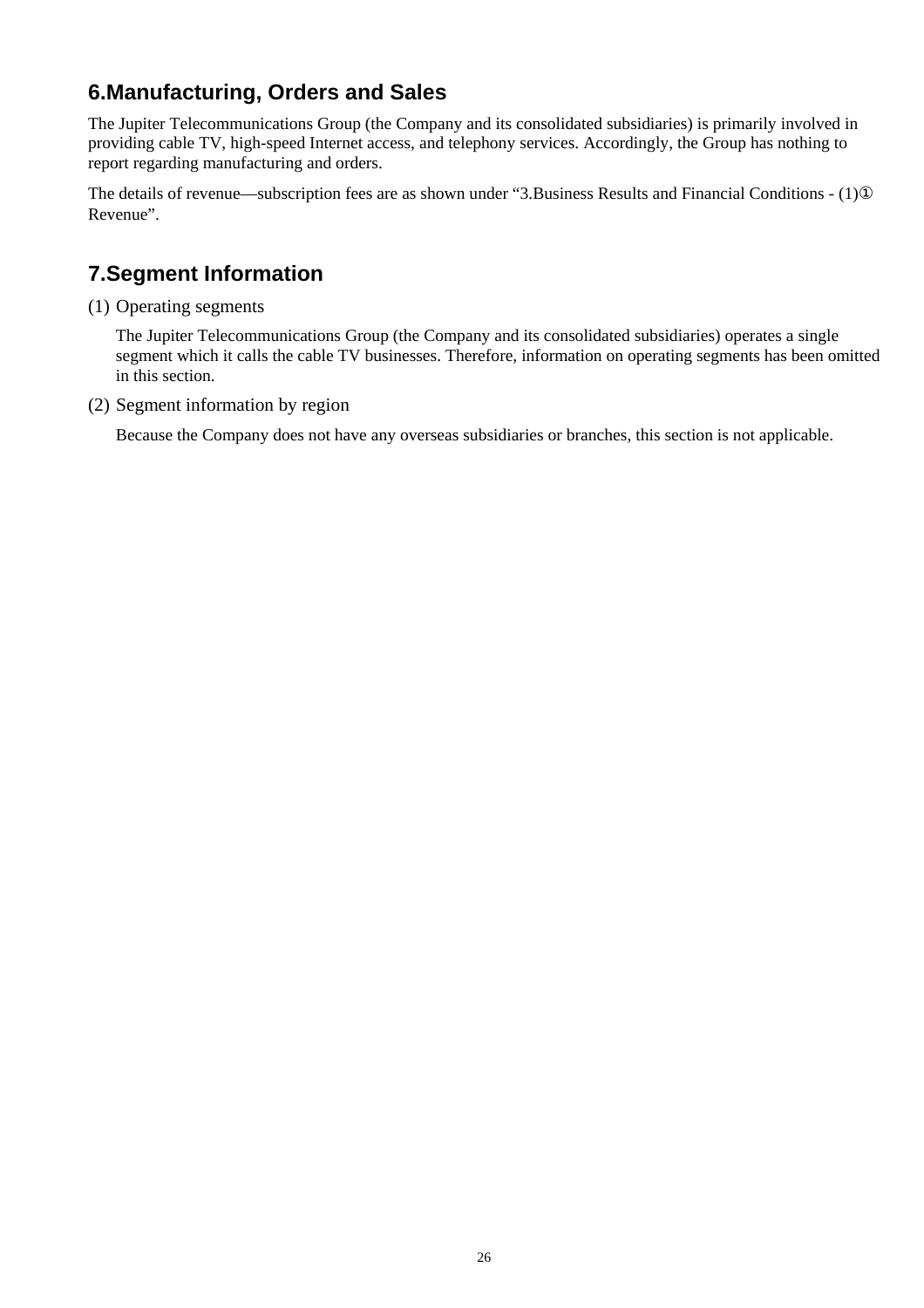## 6.Manufacturing, Orders and Sales

The Jupiter Telecommunications Group (the Company and its consolidated subsidiaries) is primarily involved in providing cable TV, high-speed Internet access, and telephony services. Accordingly, the Group has nothing to report regarding manufacturing and orders.

The details of revenue—subscription fees are as shown under “3.Business Results and Financial Conditions - (1)① Revenue”.

## 7.Segment Information

(1) Operating segments

The Jupiter Telecommunications Group (the Company and its consolidated subsidiaries) operates a single segment which it calls the cable TV businesses. Therefore, information on operating segments has been omitted in this section.

(2) Segment information by region

Because the Company does not have any overseas subsidiaries or branches, this section is not applicable.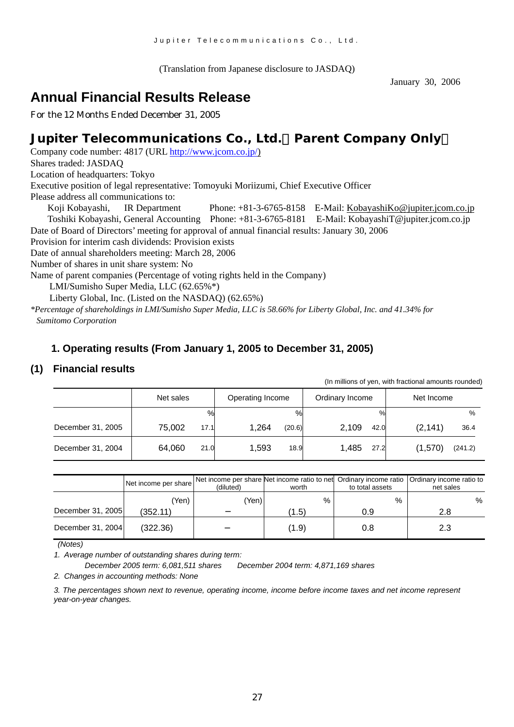(Translation from Japanese disclosure to JASDAQ)

January 30, 2006

# Annual Financial Results Release

For the 12 Months Ended December 31, 2005

## Jupiter Telecommunications Co., Ltd.（Parent Company Only）

Company code number: 4817 (URL http://www.jcom.co.jp/)
Shares traded: JASDAQ
Location of headquarters: Tokyo
Executive position of legal representative: Tomoyuki Moriizumi, Chief Executive Officer
Please address all communications to:
Koji Kobayashi, IR Department Phone: +81-3-6765-8158 E-Mail: KobayashiKo@jupiter.jcom.co.jp
Toshiki Kobayashi, General Accounting Phone: +81-3-6765-8181 E-Mail: KobayashiT@jupiter.jcom.co.jp
Date of Board of Directors' meeting for approval of annual financial results: January 30, 2006
Provision for interim cash dividends: Provision exists
Date of annual shareholders meeting: March 28, 2006
Number of shares in unit share system: No
Name of parent companies (Percentage of voting rights held in the Company)
LMI/Sumisho Super Media, LLC (62.65%*)
Liberty Global, Inc. (Listed on the NASDAQ) (62.65%)

*\*Percentage of shareholdings in LMI/Sumisho Super Media, LLC is 58.66% for Liberty Global, Inc. and 41.34% for Sumitomo Corporation*

### 1. Operating results (From January 1, 2005 to December 31, 2005)

### (1) Financial results

(In millions of yen, with fractional amounts rounded)

| | Net sales | | Operating Income | | Ordinary Income | | Net Income | |
|---|---|---|---|---|---|---|---|---|
| | | % | | % | | % | | % |
| December 31, 2005 | 75,002 | 17.1 | 1,264 | (20.6) | 2,109 | 42.0 | (2,141) | 36.4 |
| December 31, 2004 | 64,060 | 21.0 | 1,593 | 18.9 | 1,485 | 27.2 | (1,570) | (241.2) |

| | Net income per share | Net income per share (diluted) | Net income ratio to net worth | Ordinary income ratio to total assets | Ordinary income ratio to net sales |
|---|---|---|---|---|---|
| | (Yen) | (Yen) | % | % | % |
| December 31, 2005 | (352.11) | − | (1.5) | 0.9 | 2.8 |
| December 31, 2004 | (322.36) | − | (1.9) | 0.8 | 2.3 |

*(Notes)*

*1. Average number of outstanding shares during term:*
*December 2005 term: 6,081,511 shares December 2004 term: 4,871,169 shares*

*2. Changes in accounting methods: None*

*3. The percentages shown next to revenue, operating income, income before income taxes and net income represent year-on-year changes.*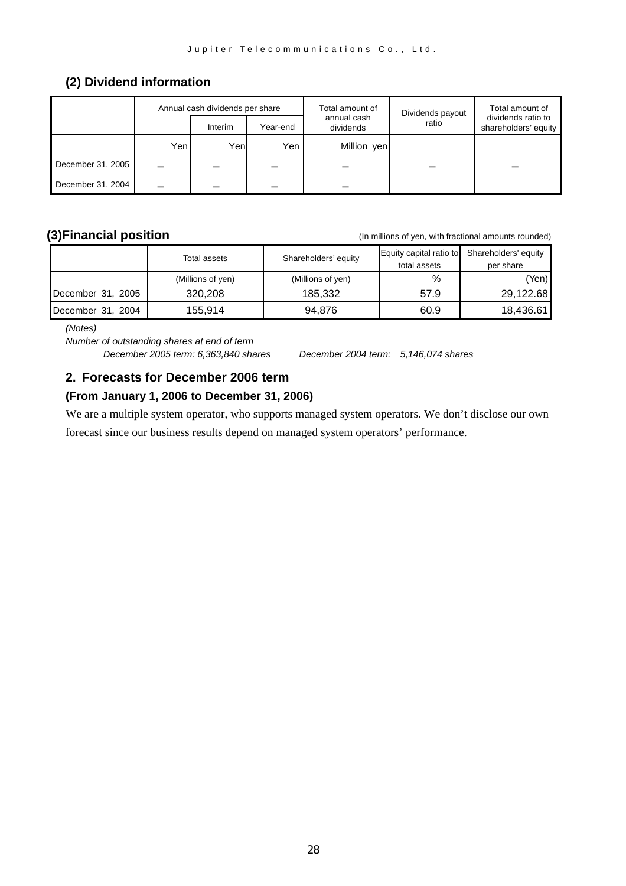### (2) Dividend information

| | Annual cash dividends per share | | | Total amount of annual cash dividends | Dividends payout ratio | Total amount of dividends ratio to shareholders' equity |
|---|---|---|---|---|---|---|
| | | Interim | Year-end | | | |
| | Yen | Yen | Yen | Million yen | | |
| December 31, 2005 | – | – | – | – | – | – |
| December 31, 2004 | – | – | – | – | | |

### (3)Financial position

(In millions of yen, with fractional amounts rounded)

| | Total assets | Shareholders' equity | Equity capital ratio to total assets | Shareholders' equity per share |
|---|---|---|---|---|
| | (Millions of yen) | (Millions of yen) | % | (Yen) |
| December 31, 2005 | 320,208 | 185,332 | 57.9 | 29,122.68 |
| December 31, 2004 | 155,914 | 94,876 | 60.9 | 18,436.61 |

*(Notes)*

*Number of outstanding shares at end of term*

*December 2005 term: 6,363,840 shares December 2004 term: 5,146,074 shares*

### 2. Forecasts for December 2006 term

#### (From January 1, 2006 to December 31, 2006)

We are a multiple system operator, who supports managed system operators. We don't disclose our own forecast since our business results depend on managed system operators' performance.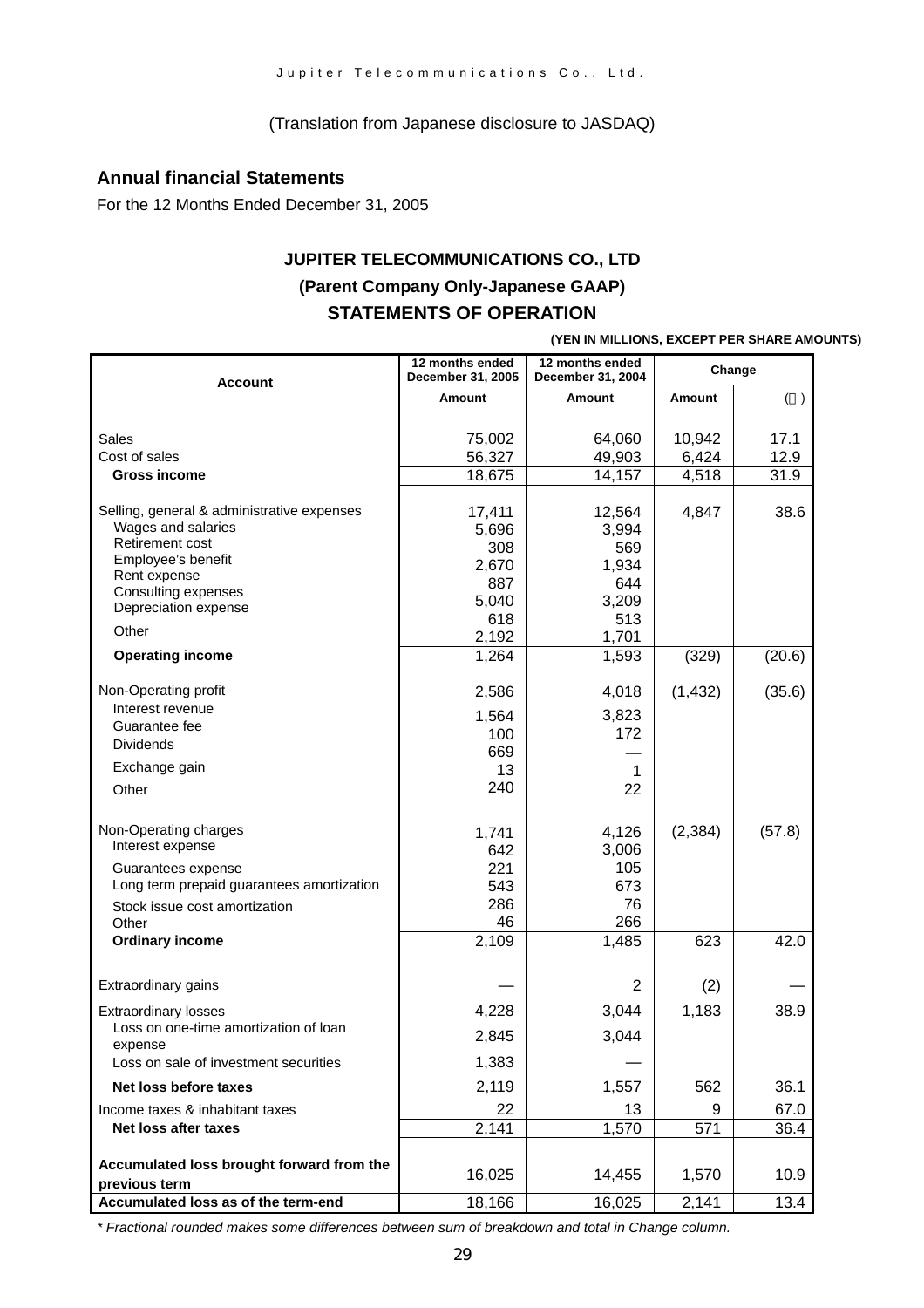(Translation from Japanese disclosure to JASDAQ)

## Annual financial Statements

For the 12 Months Ended December 31, 2005

### JUPITER TELECOMMUNICATIONS CO., LTD
### (Parent Company Only-Japanese GAAP)
### STATEMENTS OF OPERATION

**(YEN IN MILLIONS, EXCEPT PER SHARE AMOUNTS)**

| Account | 12 months ended December 31, 2005 | 12 months ended December 31, 2004 | Change | |
|---|---|---|---|---|
| | Amount | Amount | Amount | (％) |
| Sales | 75,002 | 64,060 | 10,942 | 17.1 |
| Cost of sales | 56,327 | 49,903 | 6,424 | 12.9 |
| **Gross income** | 18,675 | 14,157 | 4,518 | 31.9 |
| Selling, general & administrative expenses | 17,411 | 12,564 | 4,847 | 38.6 |
| Wages and salaries | 5,696 | 3,994 | | |
| Retirement cost | 308 | 569 | | |
| Employee's benefit | 2,670 | 1,934 | | |
| Rent expense | 887 | 644 | | |
| Consulting expenses | 5,040 | 3,209 | | |
| Depreciation expense | 618 | 513 | | |
| Other | 2,192 | 1,701 | | |
| **Operating income** | 1,264 | 1,593 | (329) | (20.6) |
| Non-Operating profit | 2,586 | 4,018 | (1,432) | (35.6) |
| Interest revenue | 1,564 | 3,823 | | |
| Guarantee fee | 100 | 172 | | |
| Dividends | 669 | — | | |
| Exchange gain | 13 | 1 | | |
| Other | 240 | 22 | | |
| Non-Operating charges | 1,741 | 4,126 | (2,384) | (57.8) |
| Interest expense | 642 | 3,006 | | |
| Guarantees expense | 221 | 105 | | |
| Long term prepaid guarantees amortization | 543 | 673 | | |
| Stock issue cost amortization | 286 | 76 | | |
| Other | 46 | 266 | | |
| **Ordinary income** | 2,109 | 1,485 | 623 | 42.0 |
| Extraordinary gains | — | 2 | (2) | — |
| Extraordinary losses | 4,228 | 3,044 | 1,183 | 38.9 |
| Loss on one-time amortization of loan expense | 2,845 | 3,044 | | |
| Loss on sale of investment securities | 1,383 | — | | |
| **Net loss before taxes** | 2,119 | 1,557 | 562 | 36.1 |
| Income taxes & inhabitant taxes | 22 | 13 | 9 | 67.0 |
| **Net loss after taxes** | 2,141 | 1,570 | 571 | 36.4 |
| **Accumulated loss brought forward from the previous term** | 16,025 | 14,455 | 1,570 | 10.9 |
| **Accumulated loss as of the term-end** | 18,166 | 16,025 | 2,141 | 13.4 |

*\* Fractional rounded makes some differences between sum of breakdown and total in Change column.*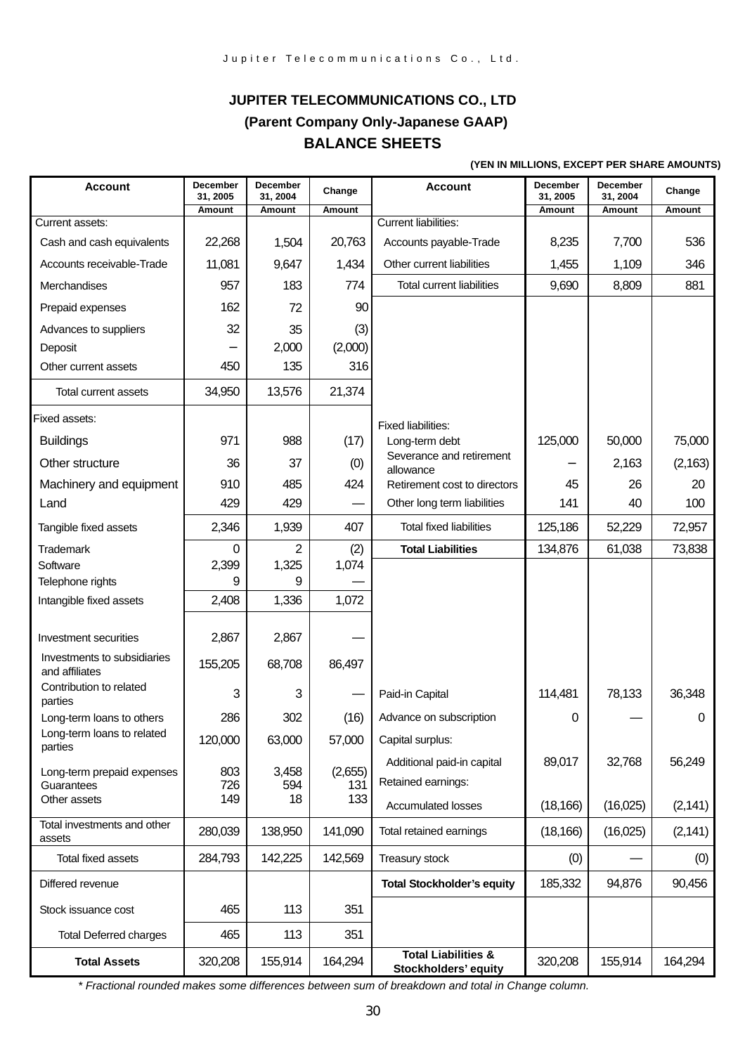# JUPITER TELECOMMUNICATIONS CO., LTD

## (Parent Company Only-Japanese GAAP)

## BALANCE SHEETS

(YEN IN MILLIONS, EXCEPT PER SHARE AMOUNTS)

| Account | December 31, 2005 Amount | December 31, 2004 Amount | Change Amount | Account | December 31, 2005 Amount | December 31, 2004 Amount | Change Amount |
|---|---|---|---|---|---|---|---|
| Current assets: | | | | Current liabilities: | | | |
| Cash and cash equivalents | 22,268 | 1,504 | 20,763 | Accounts payable-Trade | 8,235 | 7,700 | 536 |
| Accounts receivable-Trade | 11,081 | 9,647 | 1,434 | Other current liabilities | 1,455 | 1,109 | 346 |
| Merchandises | 957 | 183 | 774 | Total current liabilities | 9,690 | 8,809 | 881 |
| Prepaid expenses | 162 | 72 | 90 | | | | |
| Advances to suppliers | 32 | 35 | (3) | | | | |
| Deposit | – | 2,000 | (2,000) | | | | |
| Other current assets | 450 | 135 | 316 | | | | |
| Total current assets | 34,950 | 13,576 | 21,374 | | | | |
| Fixed assets: | | | | Fixed liabilities: | | | |
| Buildings | 971 | 988 | (17) | Long-term debt | 125,000 | 50,000 | 75,000 |
| Other structure | 36 | 37 | (0) | Severance and retirement allowance | – | 2,163 | (2,163) |
| Machinery and equipment | 910 | 485 | 424 | Retirement cost to directors | 45 | 26 | 20 |
| Land | 429 | 429 | — | Other long term liabilities | 141 | 40 | 100 |
| Tangible fixed assets | 2,346 | 1,939 | 407 | Total fixed liabilities | 125,186 | 52,229 | 72,957 |
| Trademark | 0 | 2 | (2) | **Total Liabilities** | 134,876 | 61,038 | 73,838 |
| Software | 2,399 | 1,325 | 1,074 | | | | |
| Telephone rights | 9 | 9 | — | | | | |
| Intangible fixed assets | 2,408 | 1,336 | 1,072 | | | | |
| Investment securities | 2,867 | 2,867 | — | | | | |
| Investments to subsidiaries and affiliates | 155,205 | 68,708 | 86,497 | | | | |
| Contribution to related parties | 3 | 3 | — | Paid-in Capital | 114,481 | 78,133 | 36,348 |
| Long-term loans to others | 286 | 302 | (16) | Advance on subscription | 0 | — | 0 |
| Long-term loans to related parties | 120,000 | 63,000 | 57,000 | Capital surplus: | | | |
| | | | | Additional paid-in capital | 89,017 | 32,768 | 56,249 |
| Long-term prepaid expenses | 803 | 3,458 | (2,655) | | | | |
| Guarantees | 726 | 594 | 131 | Retained earnings: | | | |
| Other assets | 149 | 18 | 133 | Accumulated losses | (18,166) | (16,025) | (2,141) |
| Total investments and other assets | 280,039 | 138,950 | 141,090 | Total retained earnings | (18,166) | (16,025) | (2,141) |
| Total fixed assets | 284,793 | 142,225 | 142,569 | Treasury stock | (0) | — | (0) |
| Differed revenue | | | | **Total Stockholder's equity** | 185,332 | 94,876 | 90,456 |
| Stock issuance cost | 465 | 113 | 351 | | | | |
| Total Deferred charges | 465 | 113 | 351 | | | | |
| **Total Assets** | 320,208 | 155,914 | 164,294 | **Total Liabilities & Stockholders' equity** | 320,208 | 155,914 | 164,294 |

*\* Fractional rounded makes some differences between sum of breakdown and total in Change column.*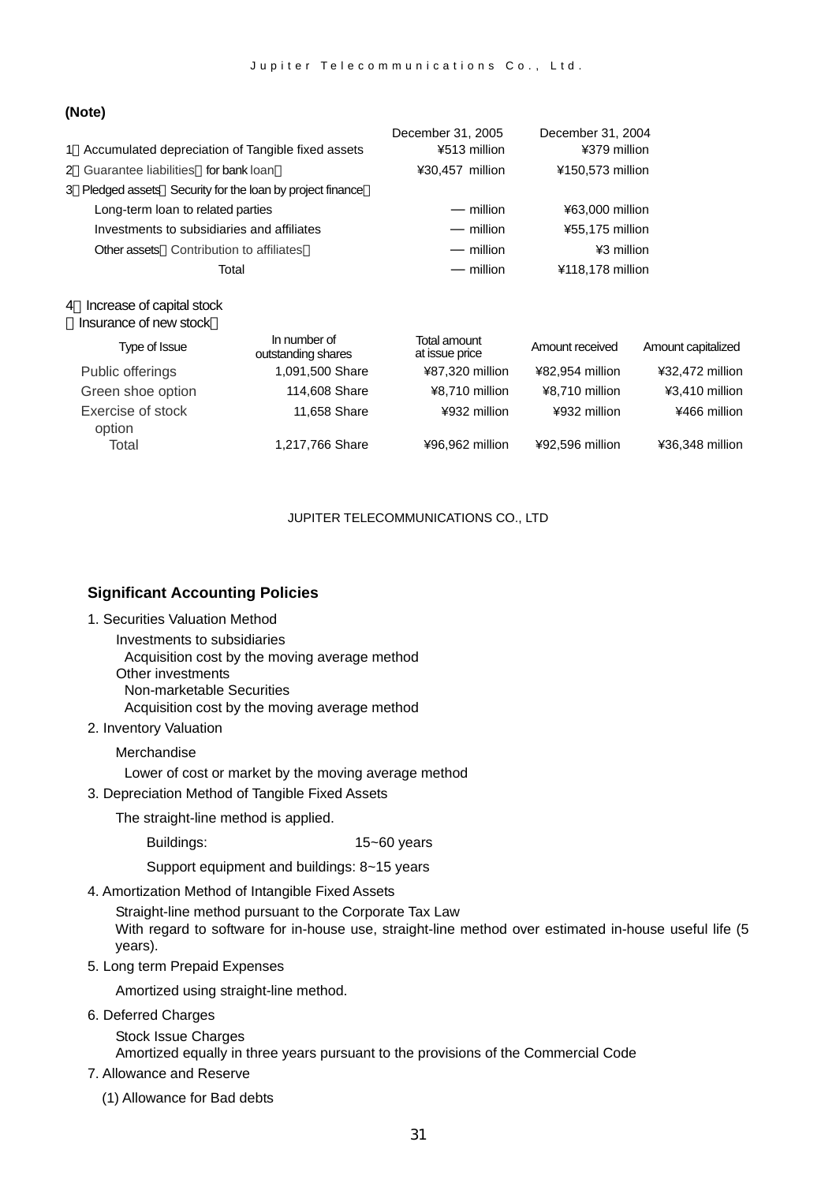**(Note)**

| | December 31, 2005 | December 31, 2004 |
|---|---|---|
| 1．Accumulated depreciation of Tangible fixed assets | ¥513 million | ¥379 million |
| 2．Guarantee liabilities（for bank loan） | ¥30,457 million | ¥150,573 million |
| 3．Pledged assets（Security for the loan by project finance） | | |
| Long-term loan to related parties | — million | ¥63,000 million |
| Investments to subsidiaries and affiliates | — million | ¥55,175 million |
| Other assets（Contribution to affiliates） | — million | ¥3 million |
| Total | — million | ¥118,178 million |

4．Increase of capital stock
（Insurance of new stock）

| Type of Issue | In number of outstanding shares | Total amount at issue price | Amount received | Amount capitalized |
|---|---|---|---|---|
| Public offerings | 1,091,500 Share | ¥87,320 million | ¥82,954 million | ¥32,472 million |
| Green shoe option | 114,608 Share | ¥8,710 million | ¥8,710 million | ¥3,410 million |
| Exercise of stock option | 11,658 Share | ¥932 million | ¥932 million | ¥466 million |
| Total | 1,217,766 Share | ¥96,962 million | ¥92,596 million | ¥36,348 million |

JUPITER TELECOMMUNICATIONS CO., LTD

## Significant Accounting Policies

1. Securities Valuation Method

   Investments to subsidiaries
   Acquisition cost by the moving average method
   Other investments
   Non-marketable Securities
   Acquisition cost by the moving average method

2. Inventory Valuation

   Merchandise
   Lower of cost or market by the moving average method

3. Depreciation Method of Tangible Fixed Assets

   The straight-line method is applied.

   Buildings: 15~60 years

   Support equipment and buildings: 8~15 years

4. Amortization Method of Intangible Fixed Assets

   Straight-line method pursuant to the Corporate Tax Law
   With regard to software for in-house use, straight-line method over estimated in-house useful life (5 years).

5. Long term Prepaid Expenses

   Amortized using straight-line method.

6. Deferred Charges

   Stock Issue Charges
   Amortized equally in three years pursuant to the provisions of the Commercial Code

7. Allowance and Reserve

   (1) Allowance for Bad debts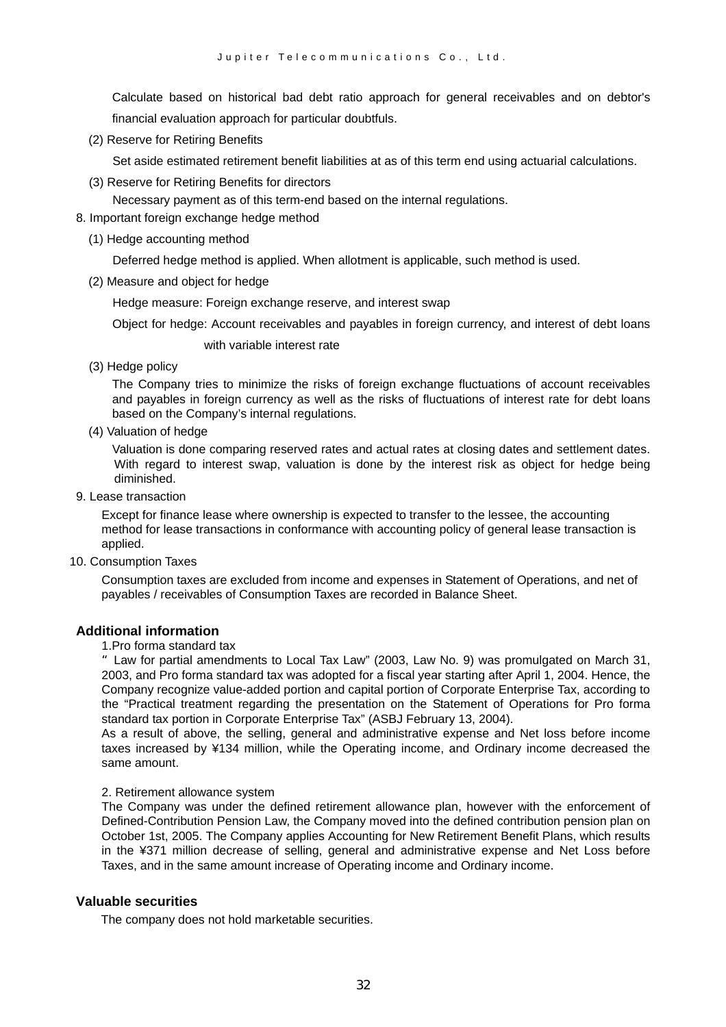Calculate based on historical bad debt ratio approach for general receivables and on debtor's financial evaluation approach for particular doubtfuls.

(2) Reserve for Retiring Benefits

Set aside estimated retirement benefit liabilities at as of this term end using actuarial calculations.

(3) Reserve for Retiring Benefits for directors

Necessary payment as of this term-end based on the internal regulations.

8. Important foreign exchange hedge method

(1) Hedge accounting method

Deferred hedge method is applied. When allotment is applicable, such method is used.

(2) Measure and object for hedge

Hedge measure: Foreign exchange reserve, and interest swap

Object for hedge: Account receivables and payables in foreign currency, and interest of debt loans with variable interest rate

(3) Hedge policy

The Company tries to minimize the risks of foreign exchange fluctuations of account receivables and payables in foreign currency as well as the risks of fluctuations of interest rate for debt loans based on the Company's internal regulations.

(4) Valuation of hedge

Valuation is done comparing reserved rates and actual rates at closing dates and settlement dates. With regard to interest swap, valuation is done by the interest risk as object for hedge being diminished.

9. Lease transaction

Except for finance lease where ownership is expected to transfer to the lessee, the accounting method for lease transactions in conformance with accounting policy of general lease transaction is applied.

10. Consumption Taxes

Consumption taxes are excluded from income and expenses in Statement of Operations, and net of payables / receivables of Consumption Taxes are recorded in Balance Sheet.

## Additional information

1.Pro forma standard tax

" Law for partial amendments to Local Tax Law" (2003, Law No. 9) was promulgated on March 31, 2003, and Pro forma standard tax was adopted for a fiscal year starting after April 1, 2004. Hence, the Company recognize value-added portion and capital portion of Corporate Enterprise Tax, according to the "Practical treatment regarding the presentation on the Statement of Operations for Pro forma standard tax portion in Corporate Enterprise Tax" (ASBJ February 13, 2004).

As a result of above, the selling, general and administrative expense and Net loss before income taxes increased by ¥134 million, while the Operating income, and Ordinary income decreased the same amount.

2. Retirement allowance system

The Company was under the defined retirement allowance plan, however with the enforcement of Defined-Contribution Pension Law, the Company moved into the defined contribution pension plan on October 1st, 2005. The Company applies Accounting for New Retirement Benefit Plans, which results in the ¥371 million decrease of selling, general and administrative expense and Net Loss before Taxes, and in the same amount increase of Operating income and Ordinary income.

## Valuable securities

The company does not hold marketable securities.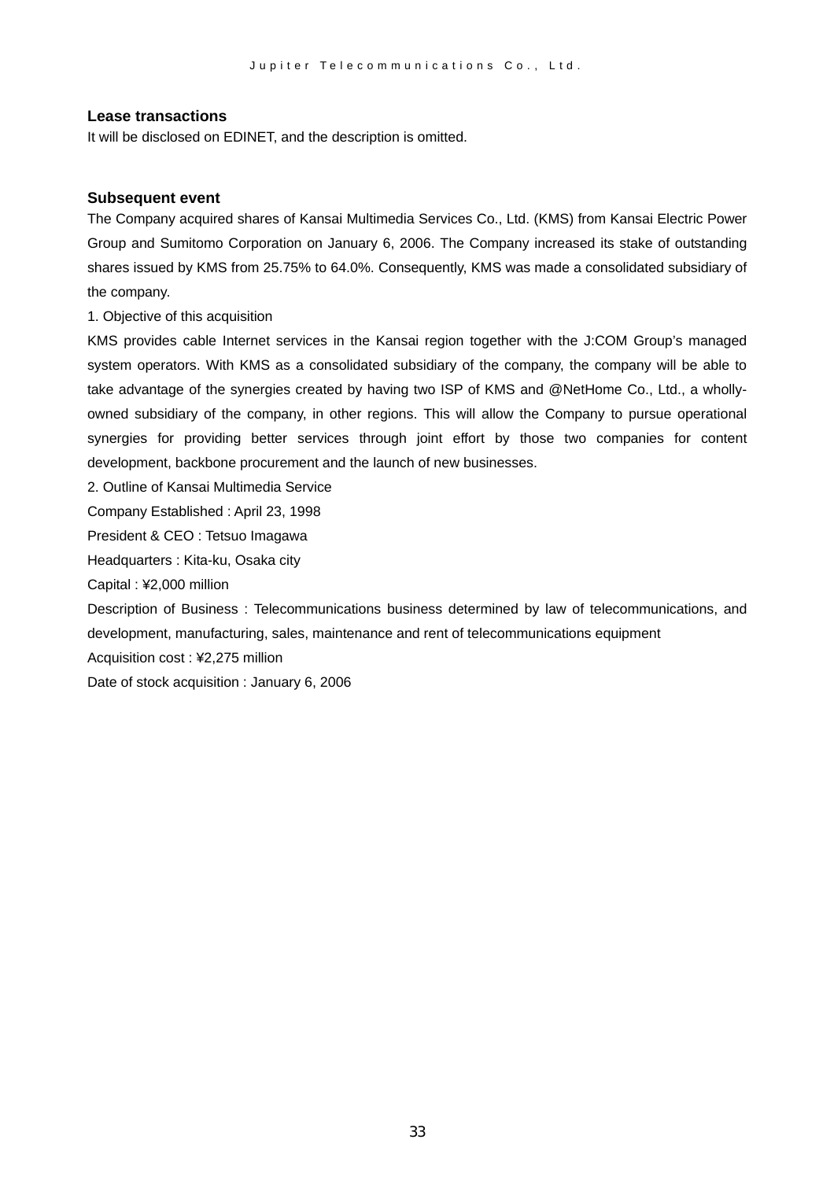### Lease transactions

It will be disclosed on EDINET, and the description is omitted.

### Subsequent event

The Company acquired shares of Kansai Multimedia Services Co., Ltd. (KMS) from Kansai Electric Power Group and Sumitomo Corporation on January 6, 2006. The Company increased its stake of outstanding shares issued by KMS from 25.75% to 64.0%. Consequently, KMS was made a consolidated subsidiary of the company.

1. Objective of this acquisition

KMS provides cable Internet services in the Kansai region together with the J:COM Group's managed system operators. With KMS as a consolidated subsidiary of the company, the company will be able to take advantage of the synergies created by having two ISP of KMS and @NetHome Co., Ltd., a wholly-owned subsidiary of the company, in other regions. This will allow the Company to pursue operational synergies for providing better services through joint effort by those two companies for content development, backbone procurement and the launch of new businesses.

2. Outline of Kansai Multimedia Service

Company Established : April 23, 1998

President & CEO : Tetsuo Imagawa

Headquarters : Kita-ku, Osaka city

Capital : ¥2,000 million

Description of Business : Telecommunications business determined by law of telecommunications, and development, manufacturing, sales, maintenance and rent of telecommunications equipment

Acquisition cost : ¥2,275 million

Date of stock acquisition : January 6, 2006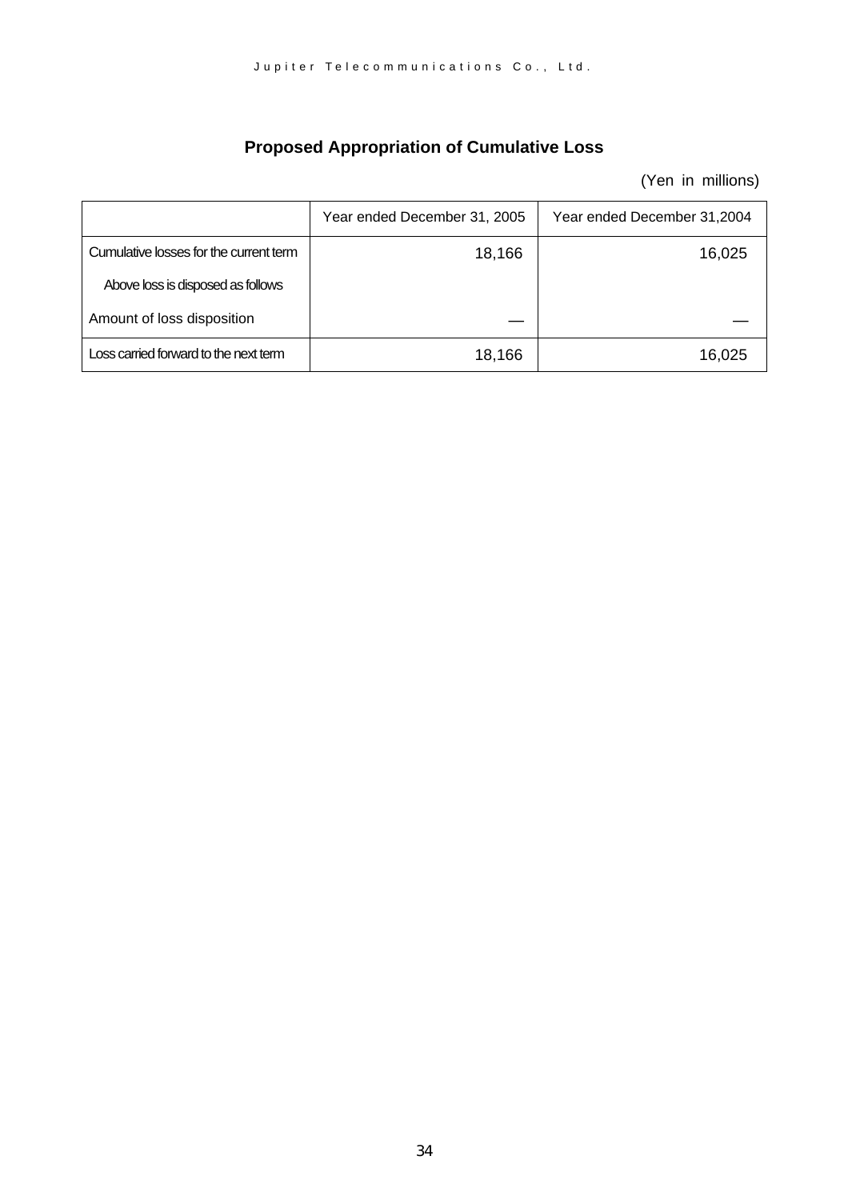## Proposed Appropriation of Cumulative Loss

(Yen in millions)

| | Year ended December 31, 2005 | Year ended December 31,2004 |
|---|---|---|
| Cumulative losses for the current term | 18,166 | 16,025 |
| Above loss is disposed as follows | | |
| Amount of loss disposition | — | — |
| Loss carried forward to the next term | 18,166 | 16,025 |